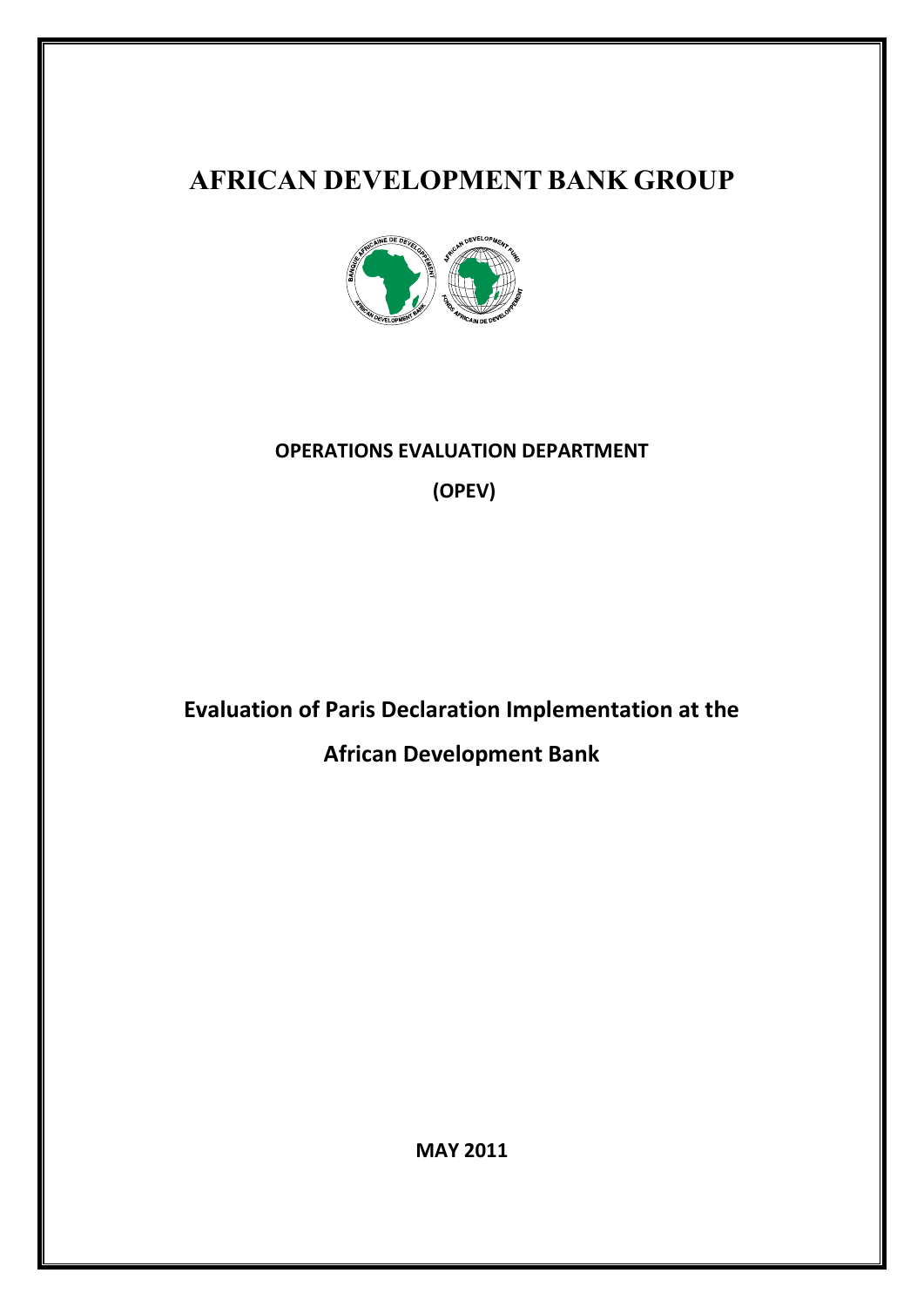# AFRICAN DEVELOPMENT BANK GROUP

**OPERATIONS EVALUATION DEPARTMENT**

**(OPEV)**

## Evaluation of Paris Declaration Implementation at the African Development Bank

**MAY 2011**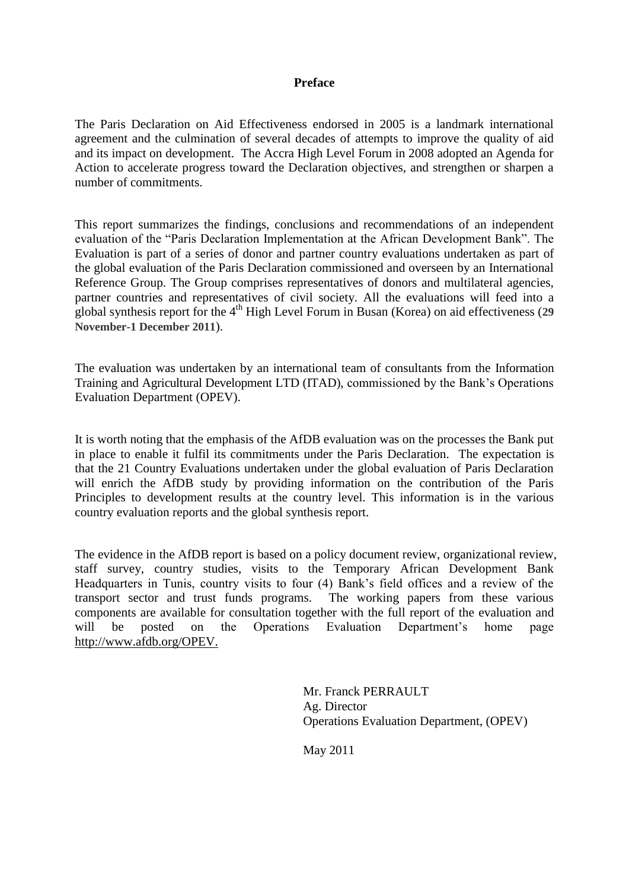# Preface

The Paris Declaration on Aid Effectiveness endorsed in 2005 is a landmark international agreement and the culmination of several decades of attempts to improve the quality of aid and its impact on development. The Accra High Level Forum in 2008 adopted an Agenda for Action to accelerate progress toward the Declaration objectives, and strengthen or sharpen a number of commitments.

This report summarizes the findings, conclusions and recommendations of an independent evaluation of the "Paris Declaration Implementation at the African Development Bank". The Evaluation is part of a series of donor and partner country evaluations undertaken as part of the global evaluation of the Paris Declaration commissioned and overseen by an International Reference Group. The Group comprises representatives of donors and multilateral agencies, partner countries and representatives of civil society. All the evaluations will feed into a global synthesis report for the 4th High Level Forum in Busan (Korea) on aid effectiveness (**29 November-1 December 2011**).

The evaluation was undertaken by an international team of consultants from the Information Training and Agricultural Development LTD (ITAD), commissioned by the Bank's Operations Evaluation Department (OPEV).

It is worth noting that the emphasis of the AfDB evaluation was on the processes the Bank put in place to enable it fulfil its commitments under the Paris Declaration. The expectation is that the 21 Country Evaluations undertaken under the global evaluation of Paris Declaration will enrich the AfDB study by providing information on the contribution of the Paris Principles to development results at the country level. This information is in the various country evaluation reports and the global synthesis report.

The evidence in the AfDB report is based on a policy document review, organizational review, staff survey, country studies, visits to the Temporary African Development Bank Headquarters in Tunis, country visits to four (4) Bank's field offices and a review of the transport sector and trust funds programs. The working papers from these various components are available for consultation together with the full report of the evaluation and will be posted on the Operations Evaluation Department's home page http://www.afdb.org/OPEV.

Mr. Franck PERRAULT
Ag. Director
Operations Evaluation Department, (OPEV)

May 2011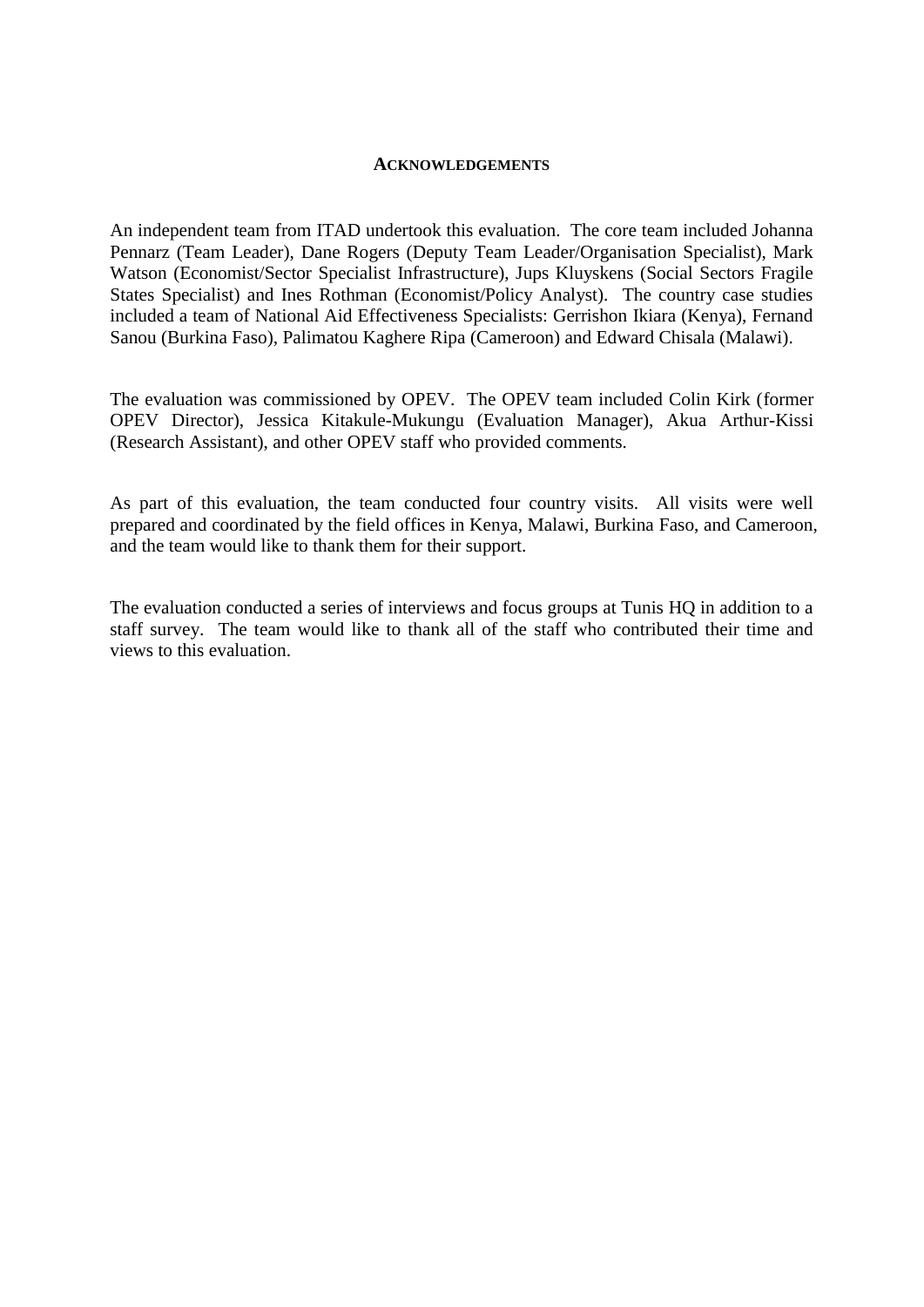## ACKNOWLEDGEMENTS

An independent team from ITAD undertook this evaluation. The core team included Johanna Pennarz (Team Leader), Dane Rogers (Deputy Team Leader/Organisation Specialist), Mark Watson (Economist/Sector Specialist Infrastructure), Jups Kluyskens (Social Sectors Fragile States Specialist) and Ines Rothman (Economist/Policy Analyst). The country case studies included a team of National Aid Effectiveness Specialists: Gerrishon Ikiara (Kenya), Fernand Sanou (Burkina Faso), Palimatou Kaghere Ripa (Cameroon) and Edward Chisala (Malawi).

The evaluation was commissioned by OPEV. The OPEV team included Colin Kirk (former OPEV Director), Jessica Kitakule-Mukungu (Evaluation Manager), Akua Arthur-Kissi (Research Assistant), and other OPEV staff who provided comments.

As part of this evaluation, the team conducted four country visits. All visits were well prepared and coordinated by the field offices in Kenya, Malawi, Burkina Faso, and Cameroon, and the team would like to thank them for their support.

The evaluation conducted a series of interviews and focus groups at Tunis HQ in addition to a staff survey. The team would like to thank all of the staff who contributed their time and views to this evaluation.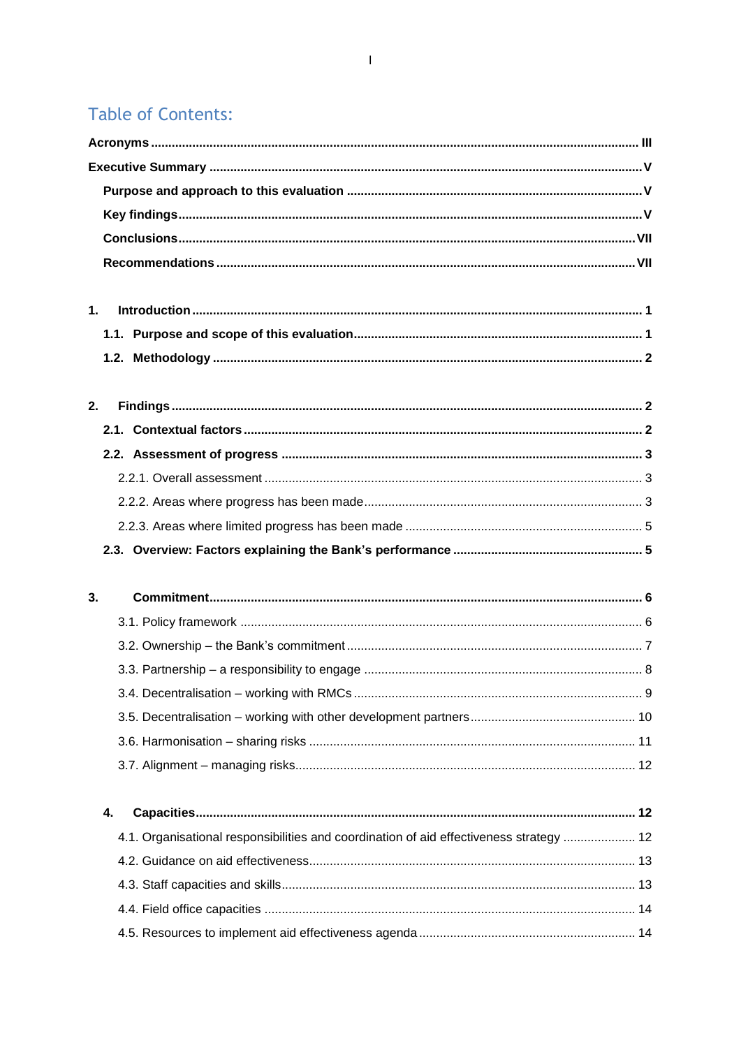## Table of Contents:

**Acronyms** ........ III

**Executive Summary** ........ V

- **Purpose and approach to this evaluation** ........ V
- **Key findings** ........ V
- **Conclusions** ........ VII
- **Recommendations** ........ VII

**1. Introduction** ........ 1

- **1.1. Purpose and scope of this evaluation** ........ 1
- **1.2. Methodology** ........ 2

**2. Findings** ........ 2

- **2.1. Contextual factors** ........ 2
- **2.2. Assessment of progress** ........ 3
  - 2.2.1. Overall assessment ........ 3
  - 2.2.2. Areas where progress has been made ........ 3
  - 2.2.3. Areas where limited progress has been made ........ 5
- **2.3. Overview: Factors explaining the Bank's performance** ........ 5

**3. Commitment** ........ 6

- 3.1. Policy framework ........ 6
- 3.2. Ownership – the Bank's commitment ........ 7
- 3.3. Partnership – a responsibility to engage ........ 8
- 3.4. Decentralisation – working with RMCs ........ 9
- 3.5. Decentralisation – working with other development partners ........ 10
- 3.6. Harmonisation – sharing risks ........ 11
- 3.7. Alignment – managing risks ........ 12

**4. Capacities** ........ 12

- 4.1. Organisational responsibilities and coordination of aid effectiveness strategy ........ 12
- 4.2. Guidance on aid effectiveness ........ 13
- 4.3. Staff capacities and skills ........ 13
- 4.4. Field office capacities ........ 14
- 4.5. Resources to implement aid effectiveness agenda ........ 14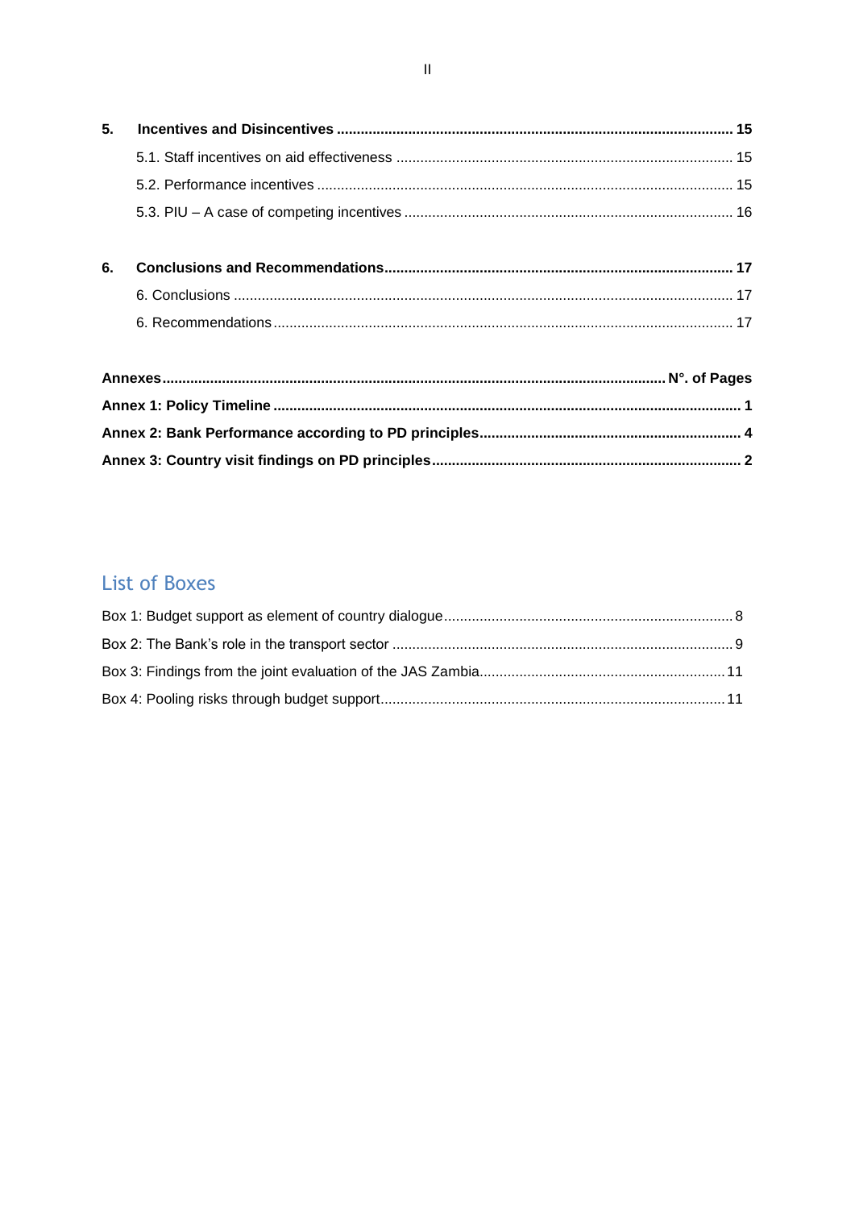**5. Incentives and Disincentives .................................................................................................... 15**

5.1. Staff incentives on aid effectiveness .................................................................................... 15

5.2. Performance incentives ........................................................................................................ 15

5.3. PIU – A case of competing incentives .................................................................................. 16

**6. Conclusions and Recommendations....................................................................................... 17**

6. Conclusions ............................................................................................................................ 17

6. Recommendations.................................................................................................................. 17

**Annexes.............................................................................................................................. N°. of Pages**

**Annex 1: Policy Timeline .................................................................................................................... 1**

**Annex 2: Bank Performance according to PD principles.................................................................. 4**

**Annex 3: Country visit findings on PD principles............................................................................. 2**

## List of Boxes

Box 1: Budget support as element of country dialogue........................................................................ 8

Box 2: The Bank's role in the transport sector ..................................................................................... 9

Box 3: Findings from the joint evaluation of the JAS Zambia.............................................................. 11

Box 4: Pooling risks through budget support...................................................................................... 11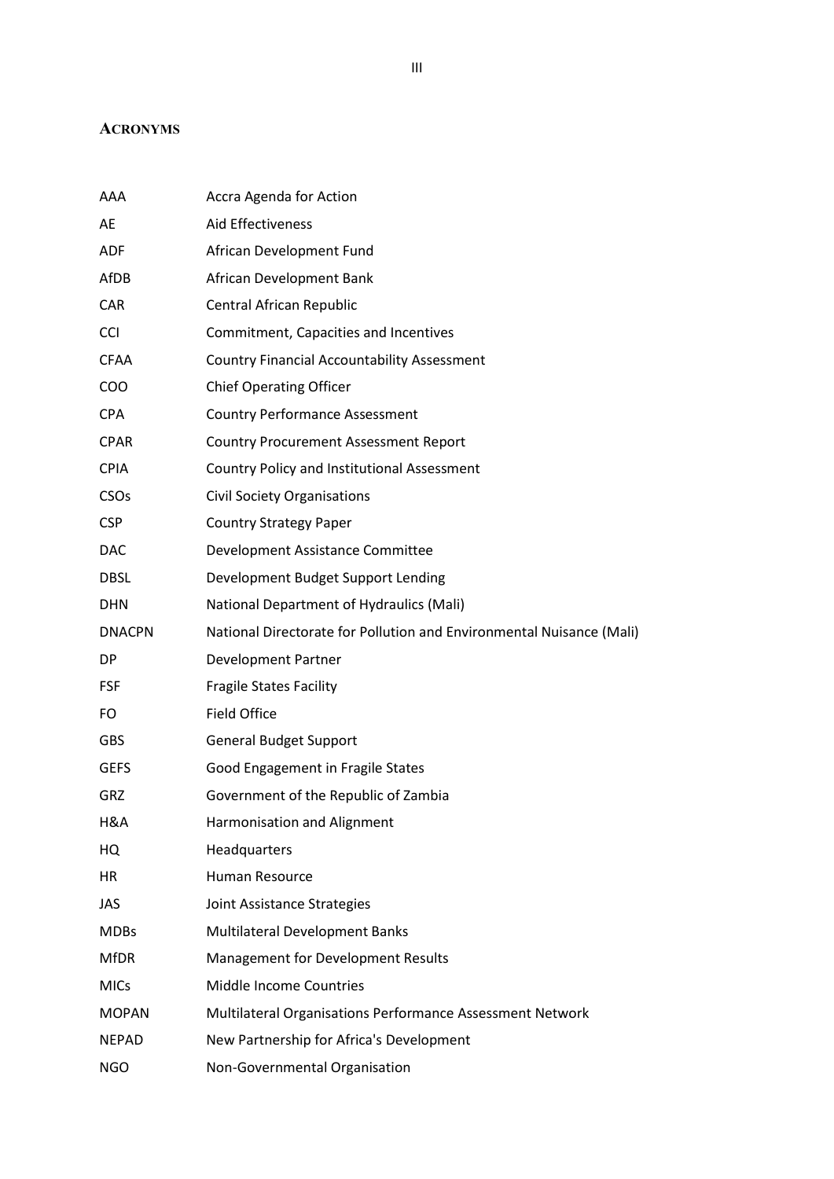## ACRONYMS

| | |
|---|---|
| AAA | Accra Agenda for Action |
| AE | Aid Effectiveness |
| ADF | African Development Fund |
| AfDB | African Development Bank |
| CAR | Central African Republic |
| CCI | Commitment, Capacities and Incentives |
| CFAA | Country Financial Accountability Assessment |
| COO | Chief Operating Officer |
| CPA | Country Performance Assessment |
| CPAR | Country Procurement Assessment Report |
| CPIA | Country Policy and Institutional Assessment |
| CSOs | Civil Society Organisations |
| CSP | Country Strategy Paper |
| DAC | Development Assistance Committee |
| DBSL | Development Budget Support Lending |
| DHN | National Department of Hydraulics (Mali) |
| DNACPN | National Directorate for Pollution and Environmental Nuisance (Mali) |
| DP | Development Partner |
| FSF | Fragile States Facility |
| FO | Field Office |
| GBS | General Budget Support |
| GEFS | Good Engagement in Fragile States |
| GRZ | Government of the Republic of Zambia |
| H&A | Harmonisation and Alignment |
| HQ | Headquarters |
| HR | Human Resource |
| JAS | Joint Assistance Strategies |
| MDBs | Multilateral Development Banks |
| MfDR | Management for Development Results |
| MICs | Middle Income Countries |
| MOPAN | Multilateral Organisations Performance Assessment Network |
| NEPAD | New Partnership for Africa's Development |
| NGO | Non-Governmental Organisation |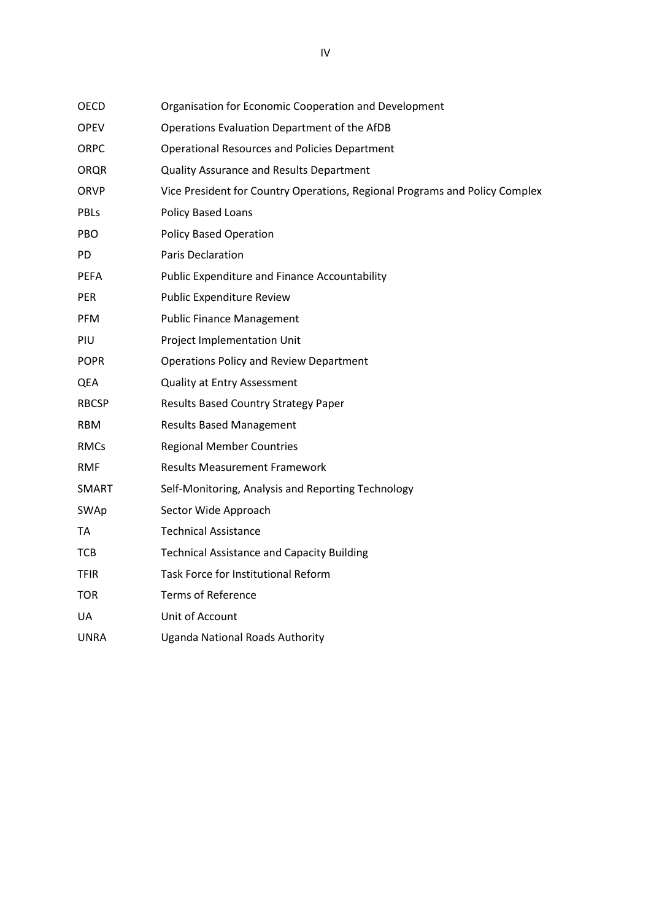| | |
|---|---|
| OECD | Organisation for Economic Cooperation and Development |
| OPEV | Operations Evaluation Department of the AfDB |
| ORPC | Operational Resources and Policies Department |
| ORQR | Quality Assurance and Results Department |
| ORVP | Vice President for Country Operations, Regional Programs and Policy Complex |
| PBLs | Policy Based Loans |
| PBO | Policy Based Operation |
| PD | Paris Declaration |
| PEFA | Public Expenditure and Finance Accountability |
| PER | Public Expenditure Review |
| PFM | Public Finance Management |
| PIU | Project Implementation Unit |
| POPR | Operations Policy and Review Department |
| QEA | Quality at Entry Assessment |
| RBCSP | Results Based Country Strategy Paper |
| RBM | Results Based Management |
| RMCs | Regional Member Countries |
| RMF | Results Measurement Framework |
| SMART | Self-Monitoring, Analysis and Reporting Technology |
| SWAp | Sector Wide Approach |
| TA | Technical Assistance |
| TCB | Technical Assistance and Capacity Building |
| TFIR | Task Force for Institutional Reform |
| TOR | Terms of Reference |
| UA | Unit of Account |
| UNRA | Uganda National Roads Authority |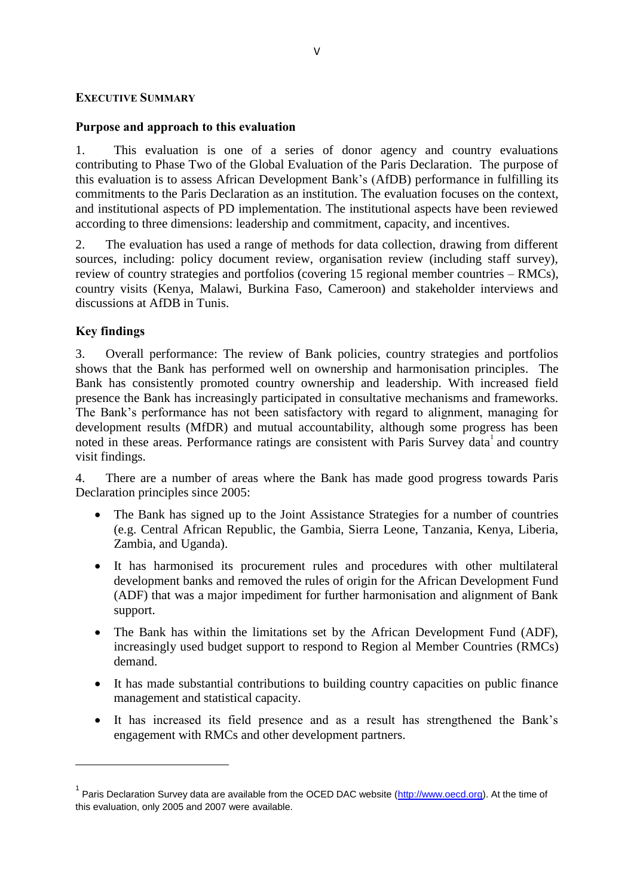## Executive Summary

### Purpose and approach to this evaluation

1. This evaluation is one of a series of donor agency and country evaluations contributing to Phase Two of the Global Evaluation of the Paris Declaration. The purpose of this evaluation is to assess African Development Bank's (AfDB) performance in fulfilling its commitments to the Paris Declaration as an institution. The evaluation focuses on the context, and institutional aspects of PD implementation. The institutional aspects have been reviewed according to three dimensions: leadership and commitment, capacity, and incentives.

2. The evaluation has used a range of methods for data collection, drawing from different sources, including: policy document review, organisation review (including staff survey), review of country strategies and portfolios (covering 15 regional member countries – RMCs), country visits (Kenya, Malawi, Burkina Faso, Cameroon) and stakeholder interviews and discussions at AfDB in Tunis.

### Key findings

3. Overall performance: The review of Bank policies, country strategies and portfolios shows that the Bank has performed well on ownership and harmonisation principles. The Bank has consistently promoted country ownership and leadership. With increased field presence the Bank has increasingly participated in consultative mechanisms and frameworks. The Bank's performance has not been satisfactory with regard to alignment, managing for development results (MfDR) and mutual accountability, although some progress has been noted in these areas. Performance ratings are consistent with Paris Survey data[1] and country visit findings.

4. There are a number of areas where the Bank has made good progress towards Paris Declaration principles since 2005:

- The Bank has signed up to the Joint Assistance Strategies for a number of countries (e.g. Central African Republic, the Gambia, Sierra Leone, Tanzania, Kenya, Liberia, Zambia, and Uganda).
- It has harmonised its procurement rules and procedures with other multilateral development banks and removed the rules of origin for the African Development Fund (ADF) that was a major impediment for further harmonisation and alignment of Bank support.
- The Bank has within the limitations set by the African Development Fund (ADF), increasingly used budget support to respond to Region al Member Countries (RMCs) demand.
- It has made substantial contributions to building country capacities on public finance management and statistical capacity.
- It has increased its field presence and as a result has strengthened the Bank's engagement with RMCs and other development partners.

---

[1] Paris Declaration Survey data are available from the OCED DAC website (http://www.oecd.org). At the time of this evaluation, only 2005 and 2007 were available.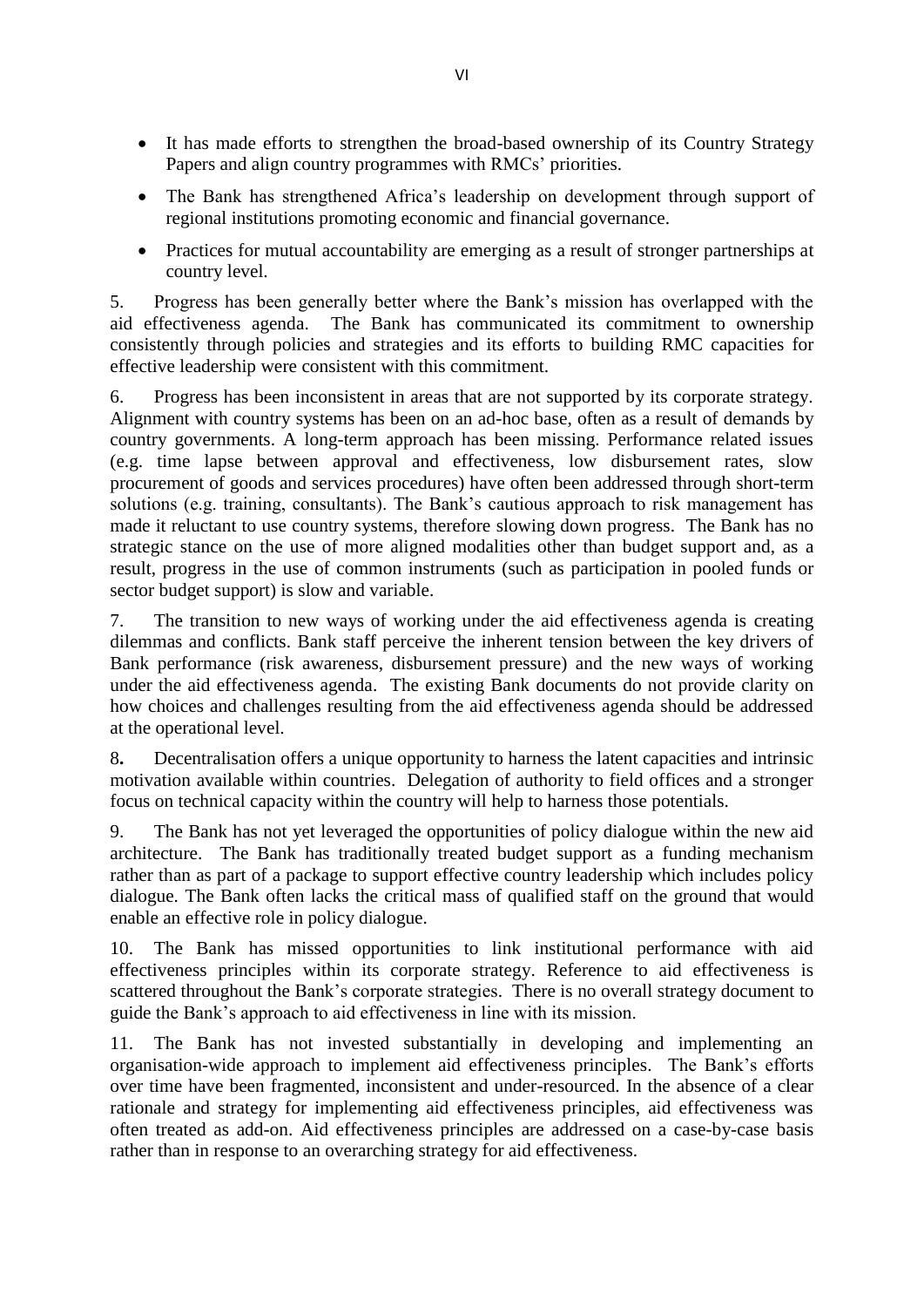- It has made efforts to strengthen the broad-based ownership of its Country Strategy Papers and align country programmes with RMCs' priorities.
- The Bank has strengthened Africa's leadership on development through support of regional institutions promoting economic and financial governance.
- Practices for mutual accountability are emerging as a result of stronger partnerships at country level.

5. Progress has been generally better where the Bank's mission has overlapped with the aid effectiveness agenda. The Bank has communicated its commitment to ownership consistently through policies and strategies and its efforts to building RMC capacities for effective leadership were consistent with this commitment.

6. Progress has been inconsistent in areas that are not supported by its corporate strategy. Alignment with country systems has been on an ad-hoc base, often as a result of demands by country governments. A long-term approach has been missing. Performance related issues (e.g. time lapse between approval and effectiveness, low disbursement rates, slow procurement of goods and services procedures) have often been addressed through short-term solutions (e.g. training, consultants). The Bank's cautious approach to risk management has made it reluctant to use country systems, therefore slowing down progress. The Bank has no strategic stance on the use of more aligned modalities other than budget support and, as a result, progress in the use of common instruments (such as participation in pooled funds or sector budget support) is slow and variable.

7. The transition to new ways of working under the aid effectiveness agenda is creating dilemmas and conflicts. Bank staff perceive the inherent tension between the key drivers of Bank performance (risk awareness, disbursement pressure) and the new ways of working under the aid effectiveness agenda. The existing Bank documents do not provide clarity on how choices and challenges resulting from the aid effectiveness agenda should be addressed at the operational level.

**8.** Decentralisation offers a unique opportunity to harness the latent capacities and intrinsic motivation available within countries. Delegation of authority to field offices and a stronger focus on technical capacity within the country will help to harness those potentials.

9. The Bank has not yet leveraged the opportunities of policy dialogue within the new aid architecture. The Bank has traditionally treated budget support as a funding mechanism rather than as part of a package to support effective country leadership which includes policy dialogue. The Bank often lacks the critical mass of qualified staff on the ground that would enable an effective role in policy dialogue.

10. The Bank has missed opportunities to link institutional performance with aid effectiveness principles within its corporate strategy. Reference to aid effectiveness is scattered throughout the Bank's corporate strategies. There is no overall strategy document to guide the Bank's approach to aid effectiveness in line with its mission.

11. The Bank has not invested substantially in developing and implementing an organisation-wide approach to implement aid effectiveness principles. The Bank's efforts over time have been fragmented, inconsistent and under-resourced. In the absence of a clear rationale and strategy for implementing aid effectiveness principles, aid effectiveness was often treated as add-on. Aid effectiveness principles are addressed on a case-by-case basis rather than in response to an overarching strategy for aid effectiveness.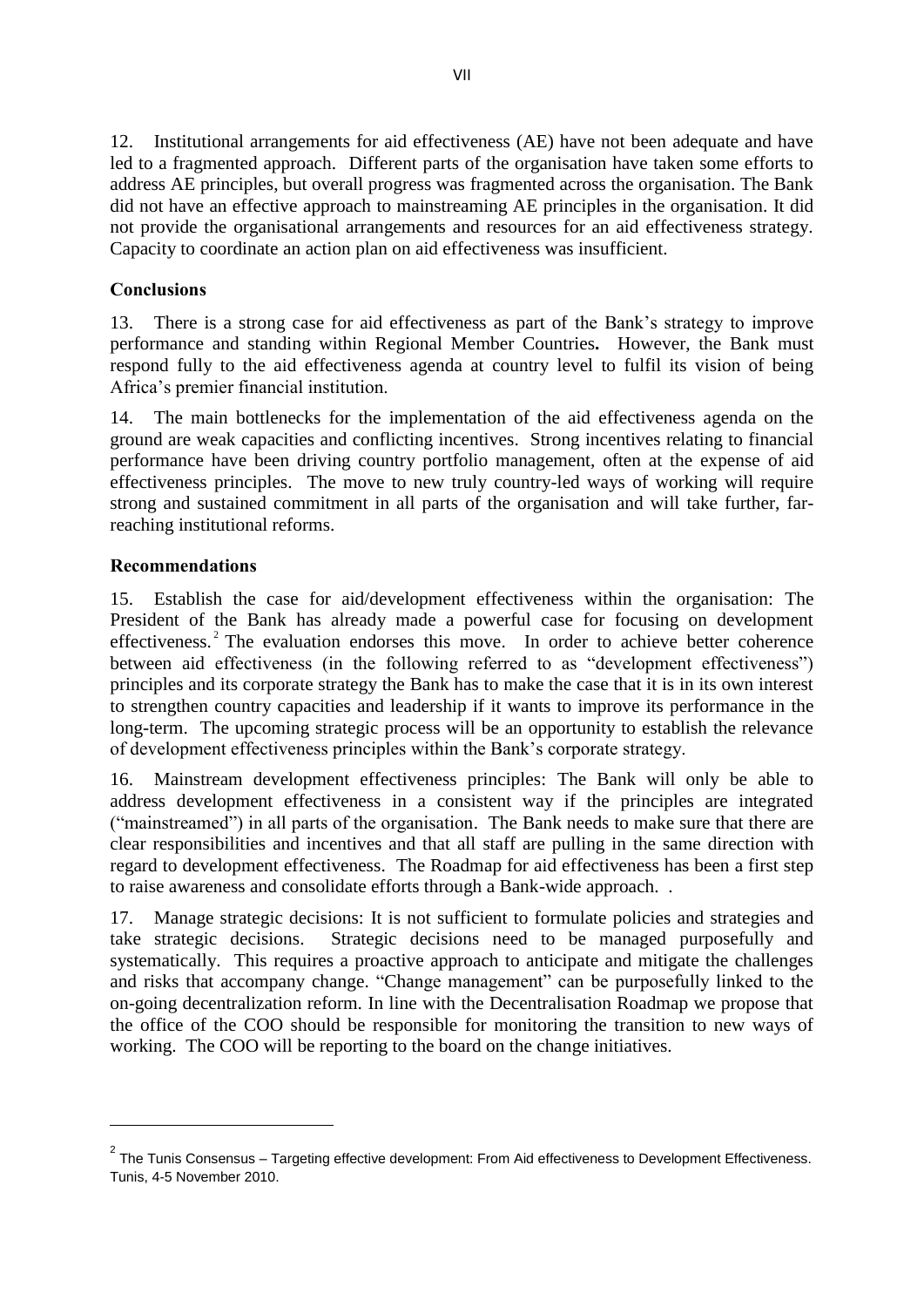12. Institutional arrangements for aid effectiveness (AE) have not been adequate and have led to a fragmented approach. Different parts of the organisation have taken some efforts to address AE principles, but overall progress was fragmented across the organisation. The Bank did not have an effective approach to mainstreaming AE principles in the organisation. It did not provide the organisational arrangements and resources for an aid effectiveness strategy. Capacity to coordinate an action plan on aid effectiveness was insufficient.

## Conclusions

13. There is a strong case for aid effectiveness as part of the Bank's strategy to improve performance and standing within Regional Member Countries**.** However, the Bank must respond fully to the aid effectiveness agenda at country level to fulfil its vision of being Africa's premier financial institution.

14. The main bottlenecks for the implementation of the aid effectiveness agenda on the ground are weak capacities and conflicting incentives. Strong incentives relating to financial performance have been driving country portfolio management, often at the expense of aid effectiveness principles. The move to new truly country-led ways of working will require strong and sustained commitment in all parts of the organisation and will take further, far-reaching institutional reforms.

## Recommendations

15. Establish the case for aid/development effectiveness within the organisation: The President of the Bank has already made a powerful case for focusing on development effectiveness.[2] The evaluation endorses this move. In order to achieve better coherence between aid effectiveness (in the following referred to as "development effectiveness") principles and its corporate strategy the Bank has to make the case that it is in its own interest to strengthen country capacities and leadership if it wants to improve its performance in the long-term. The upcoming strategic process will be an opportunity to establish the relevance of development effectiveness principles within the Bank's corporate strategy.

16. Mainstream development effectiveness principles: The Bank will only be able to address development effectiveness in a consistent way if the principles are integrated ("mainstreamed") in all parts of the organisation. The Bank needs to make sure that there are clear responsibilities and incentives and that all staff are pulling in the same direction with regard to development effectiveness. The Roadmap for aid effectiveness has been a first step to raise awareness and consolidate efforts through a Bank-wide approach. .

17. Manage strategic decisions: It is not sufficient to formulate policies and strategies and take strategic decisions. Strategic decisions need to be managed purposefully and systematically. This requires a proactive approach to anticipate and mitigate the challenges and risks that accompany change. "Change management" can be purposefully linked to the on-going decentralization reform. In line with the Decentralisation Roadmap we propose that the office of the COO should be responsible for monitoring the transition to new ways of working. The COO will be reporting to the board on the change initiatives.

---

[2] The Tunis Consensus – Targeting effective development: From Aid effectiveness to Development Effectiveness. Tunis, 4-5 November 2010.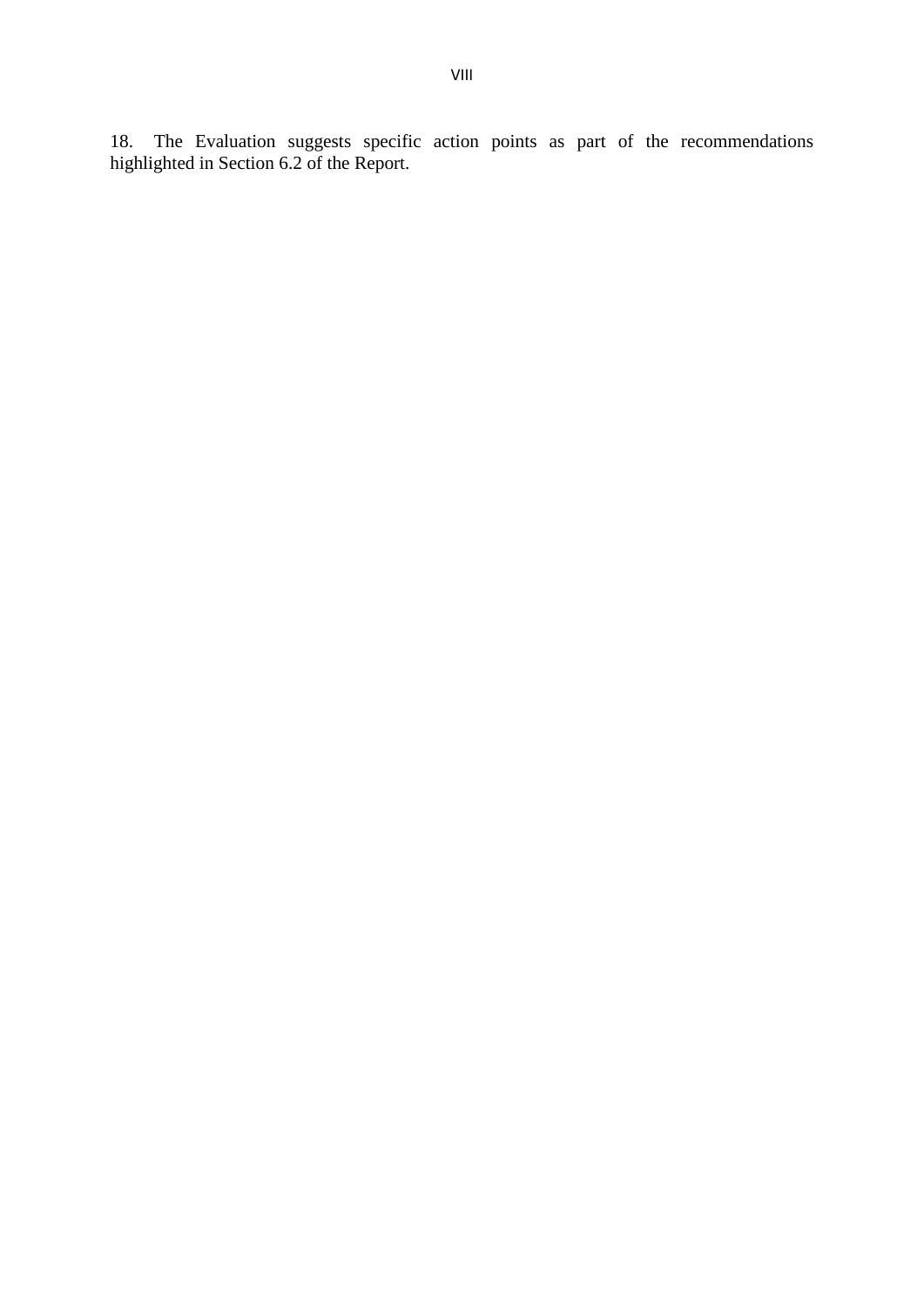18. The Evaluation suggests specific action points as part of the recommendations highlighted in Section 6.2 of the Report.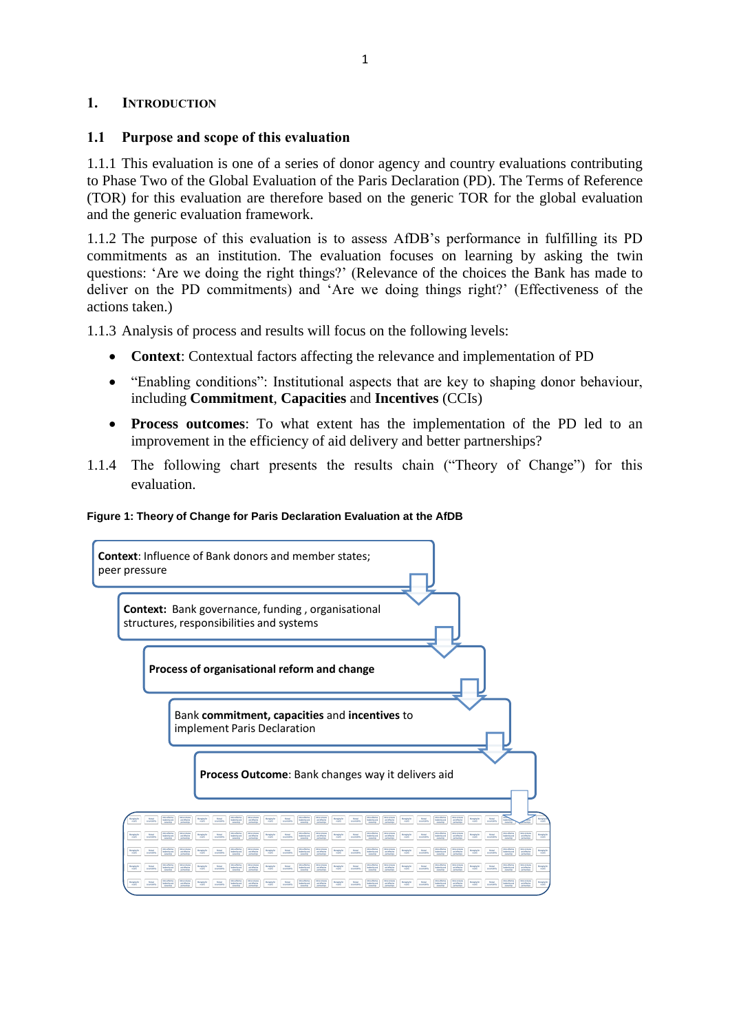# 1. Introduction

## 1.1 Purpose and scope of this evaluation

1.1.1 This evaluation is one of a series of donor agency and country evaluations contributing to Phase Two of the Global Evaluation of the Paris Declaration (PD). The Terms of Reference (TOR) for this evaluation are therefore based on the generic TOR for the global evaluation and the generic evaluation framework.

1.1.2 The purpose of this evaluation is to assess AfDB's performance in fulfilling its PD commitments as an institution. The evaluation focuses on learning by asking the twin questions: 'Are we doing the right things?' (Relevance of the choices the Bank has made to deliver on the PD commitments) and 'Are we doing things right?' (Effectiveness of the actions taken.)

1.1.3 Analysis of process and results will focus on the following levels:

- **Context**: Contextual factors affecting the relevance and implementation of PD
- "Enabling conditions": Institutional aspects that are key to shaping donor behaviour, including **Commitment**, **Capacities** and **Incentives** (CCIs)
- **Process outcomes**: To what extent has the implementation of the PD led to an improvement in the efficiency of aid delivery and better partnerships?

1.1.4 The following chart presents the results chain ("Theory of Change") for this evaluation.

**Figure 1: Theory of Change for Paris Declaration Evaluation at the AfDB**

**Context**: Influence of Bank donors and member states; peer pressure

**Context:** Bank governance, funding , organisational structures, responsibilities and systems

**Process of organisational reform and change**

Bank **commitment, capacities** and **incentives** to implement Paris Declaration

**Process Outcome**: Bank changes way it delivers aid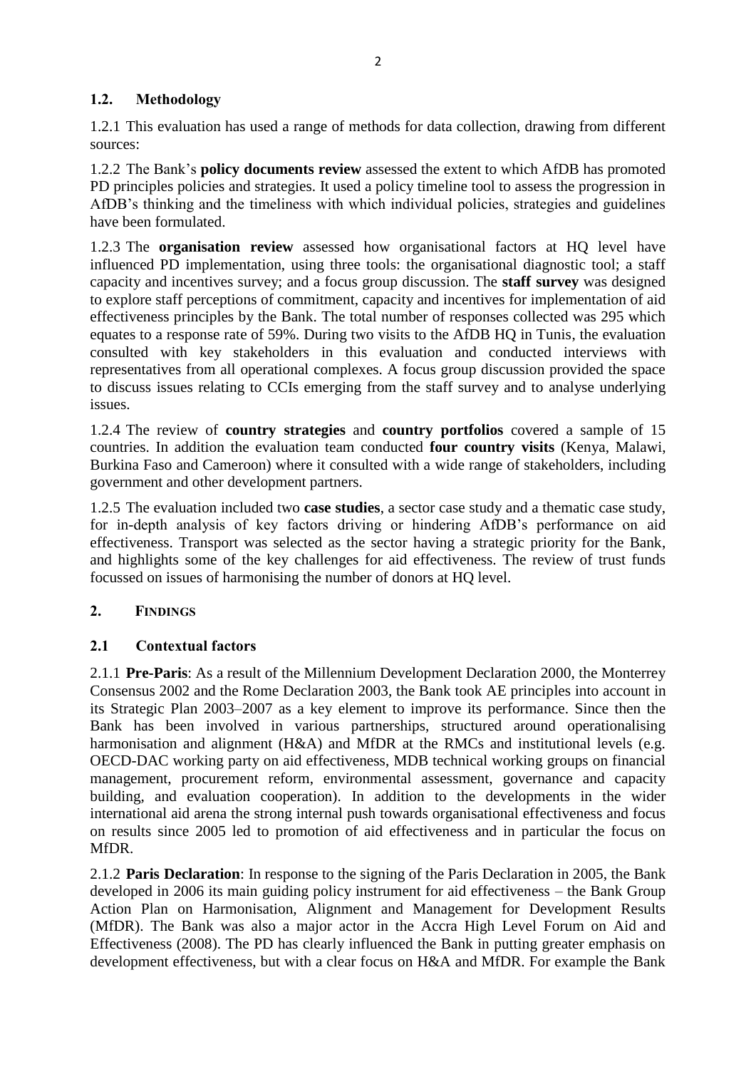## 1.2. Methodology

1.2.1 This evaluation has used a range of methods for data collection, drawing from different sources:

1.2.2 The Bank's **policy documents review** assessed the extent to which AfDB has promoted PD principles policies and strategies. It used a policy timeline tool to assess the progression in AfDB's thinking and the timeliness with which individual policies, strategies and guidelines have been formulated.

1.2.3 The **organisation review** assessed how organisational factors at HQ level have influenced PD implementation, using three tools: the organisational diagnostic tool; a staff capacity and incentives survey; and a focus group discussion. The **staff survey** was designed to explore staff perceptions of commitment, capacity and incentives for implementation of aid effectiveness principles by the Bank. The total number of responses collected was 295 which equates to a response rate of 59%. During two visits to the AfDB HQ in Tunis, the evaluation consulted with key stakeholders in this evaluation and conducted interviews with representatives from all operational complexes. A focus group discussion provided the space to discuss issues relating to CCIs emerging from the staff survey and to analyse underlying issues.

1.2.4 The review of **country strategies** and **country portfolios** covered a sample of 15 countries. In addition the evaluation team conducted **four country visits** (Kenya, Malawi, Burkina Faso and Cameroon) where it consulted with a wide range of stakeholders, including government and other development partners.

1.2.5 The evaluation included two **case studies**, a sector case study and a thematic case study, for in-depth analysis of key factors driving or hindering AfDB's performance on aid effectiveness. Transport was selected as the sector having a strategic priority for the Bank, and highlights some of the key challenges for aid effectiveness. The review of trust funds focussed on issues of harmonising the number of donors at HQ level.

# 2. FINDINGS

## 2.1 Contextual factors

2.1.1 **Pre-Paris**: As a result of the Millennium Development Declaration 2000, the Monterrey Consensus 2002 and the Rome Declaration 2003, the Bank took AE principles into account in its Strategic Plan 2003–2007 as a key element to improve its performance. Since then the Bank has been involved in various partnerships, structured around operationalising harmonisation and alignment (H&A) and MfDR at the RMCs and institutional levels (e.g. OECD-DAC working party on aid effectiveness, MDB technical working groups on financial management, procurement reform, environmental assessment, governance and capacity building, and evaluation cooperation). In addition to the developments in the wider international aid arena the strong internal push towards organisational effectiveness and focus on results since 2005 led to promotion of aid effectiveness and in particular the focus on MfDR.

2.1.2 **Paris Declaration**: In response to the signing of the Paris Declaration in 2005, the Bank developed in 2006 its main guiding policy instrument for aid effectiveness – the Bank Group Action Plan on Harmonisation, Alignment and Management for Development Results (MfDR). The Bank was also a major actor in the Accra High Level Forum on Aid and Effectiveness (2008). The PD has clearly influenced the Bank in putting greater emphasis on development effectiveness, but with a clear focus on H&A and MfDR. For example the Bank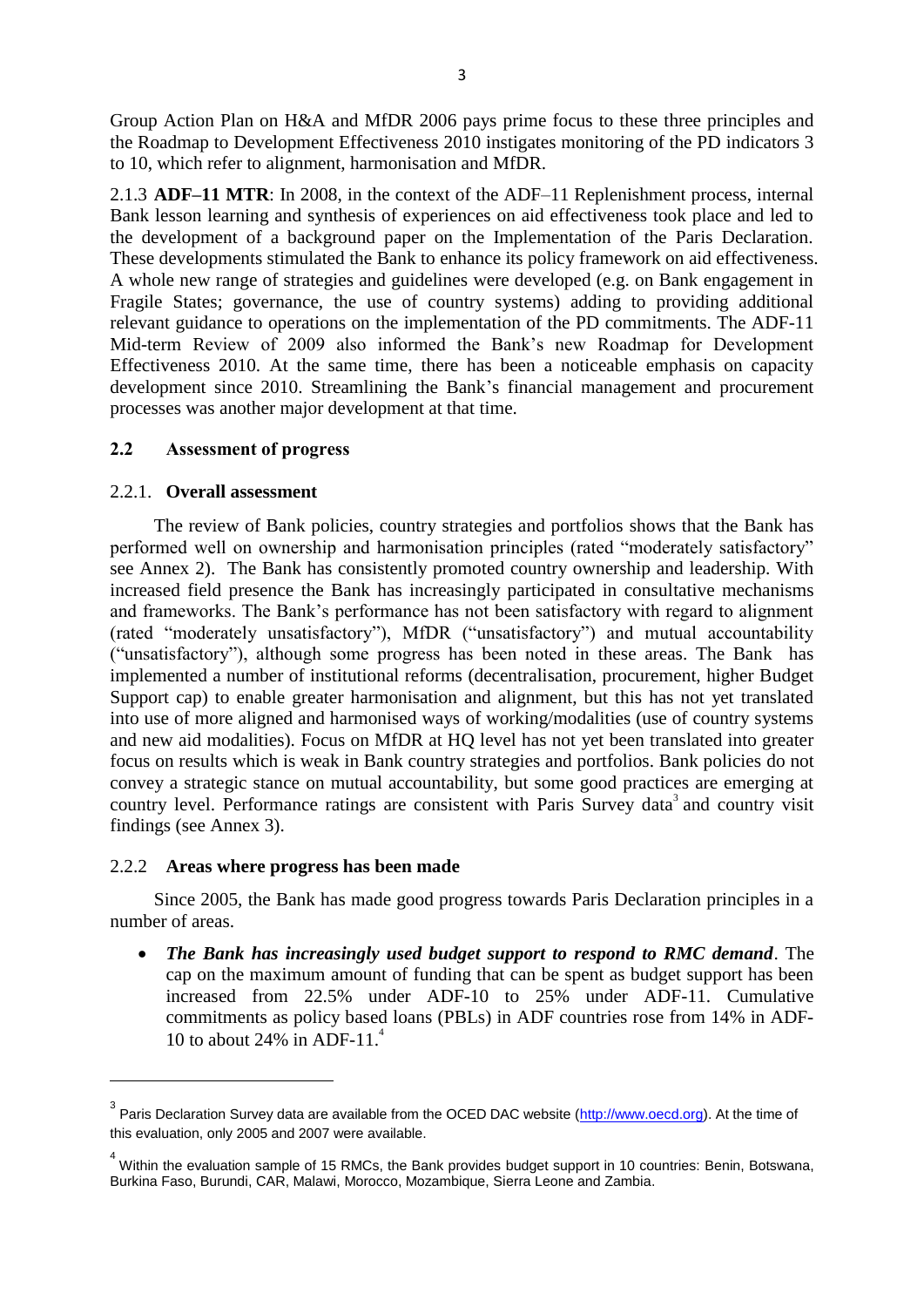Group Action Plan on H&A and MfDR 2006 pays prime focus to these three principles and the Roadmap to Development Effectiveness 2010 instigates monitoring of the PD indicators 3 to 10, which refer to alignment, harmonisation and MfDR.

2.1.3 **ADF–11 MTR**: In 2008, in the context of the ADF–11 Replenishment process, internal Bank lesson learning and synthesis of experiences on aid effectiveness took place and led to the development of a background paper on the Implementation of the Paris Declaration. These developments stimulated the Bank to enhance its policy framework on aid effectiveness. A whole new range of strategies and guidelines were developed (e.g. on Bank engagement in Fragile States; governance, the use of country systems) adding to providing additional relevant guidance to operations on the implementation of the PD commitments. The ADF-11 Mid-term Review of 2009 also informed the Bank's new Roadmap for Development Effectiveness 2010. At the same time, there has been a noticeable emphasis on capacity development since 2010. Streamlining the Bank's financial management and procurement processes was another major development at that time.

### 2.2 Assessment of progress

#### 2.2.1. Overall assessment

The review of Bank policies, country strategies and portfolios shows that the Bank has performed well on ownership and harmonisation principles (rated "moderately satisfactory" see Annex 2). The Bank has consistently promoted country ownership and leadership. With increased field presence the Bank has increasingly participated in consultative mechanisms and frameworks. The Bank's performance has not been satisfactory with regard to alignment (rated "moderately unsatisfactory"), MfDR ("unsatisfactory") and mutual accountability ("unsatisfactory"), although some progress has been noted in these areas. The Bank has implemented a number of institutional reforms (decentralisation, procurement, higher Budget Support cap) to enable greater harmonisation and alignment, but this has not yet translated into use of more aligned and harmonised ways of working/modalities (use of country systems and new aid modalities). Focus on MfDR at HQ level has not yet been translated into greater focus on results which is weak in Bank country strategies and portfolios. Bank policies do not convey a strategic stance on mutual accountability, but some good practices are emerging at country level. Performance ratings are consistent with Paris Survey data[3] and country visit findings (see Annex 3).

#### 2.2.2 Areas where progress has been made

Since 2005, the Bank has made good progress towards Paris Declaration principles in a number of areas.

- ***The Bank has increasingly used budget support to respond to RMC demand***. The cap on the maximum amount of funding that can be spent as budget support has been increased from 22.5% under ADF-10 to 25% under ADF-11. Cumulative commitments as policy based loans (PBLs) in ADF countries rose from 14% in ADF-10 to about 24% in ADF-11.[4]

---

[3] Paris Declaration Survey data are available from the OCED DAC website (http://www.oecd.org). At the time of this evaluation, only 2005 and 2007 were available.

[4] Within the evaluation sample of 15 RMCs, the Bank provides budget support in 10 countries: Benin, Botswana, Burkina Faso, Burundi, CAR, Malawi, Morocco, Mozambique, Sierra Leone and Zambia.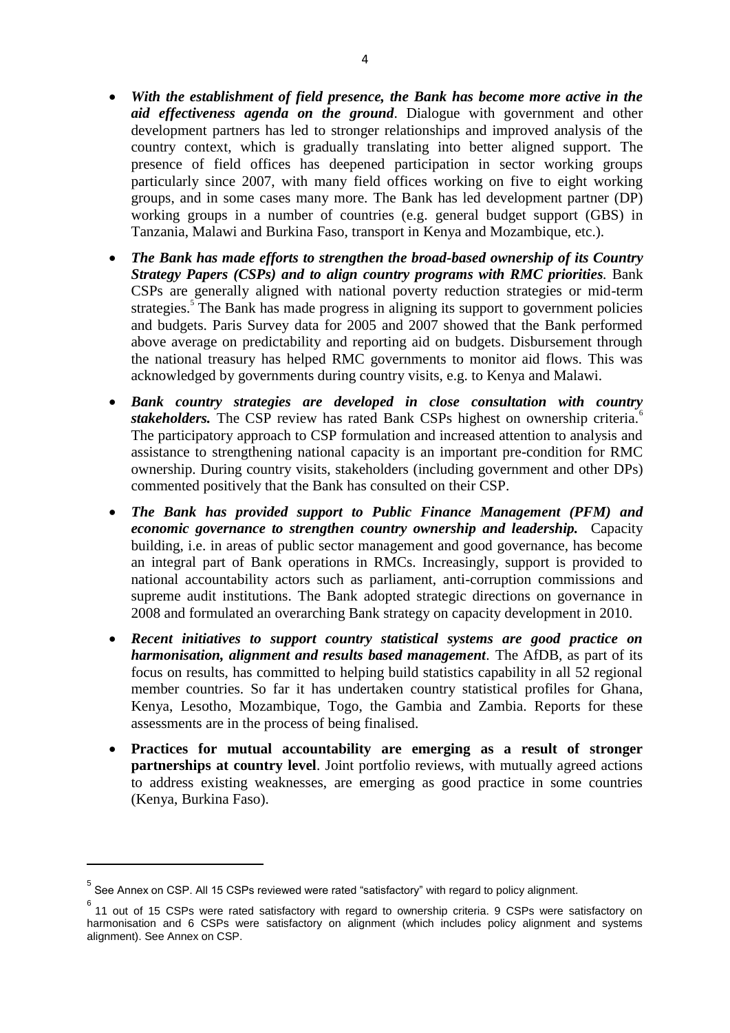- ***With the establishment of field presence, the Bank has become more active in the aid effectiveness agenda on the ground***. Dialogue with government and other development partners has led to stronger relationships and improved analysis of the country context, which is gradually translating into better aligned support. The presence of field offices has deepened participation in sector working groups particularly since 2007, with many field offices working on five to eight working groups, and in some cases many more. The Bank has led development partner (DP) working groups in a number of countries (e.g. general budget support (GBS) in Tanzania, Malawi and Burkina Faso, transport in Kenya and Mozambique, etc.).

- ***The Bank has made efforts to strengthen the broad-based ownership of its Country Strategy Papers (CSPs) and to align country programs with RMC priorities***. Bank CSPs are generally aligned with national poverty reduction strategies or mid-term strategies.[5] The Bank has made progress in aligning its support to government policies and budgets. Paris Survey data for 2005 and 2007 showed that the Bank performed above average on predictability and reporting aid on budgets. Disbursement through the national treasury has helped RMC governments to monitor aid flows. This was acknowledged by governments during country visits, e.g. to Kenya and Malawi.

- ***Bank country strategies are developed in close consultation with country stakeholders.*** The CSP review has rated Bank CSPs highest on ownership criteria.[6] The participatory approach to CSP formulation and increased attention to analysis and assistance to strengthening national capacity is an important pre-condition for RMC ownership. During country visits, stakeholders (including government and other DPs) commented positively that the Bank has consulted on their CSP.

- ***The Bank has provided support to Public Finance Management (PFM) and economic governance to strengthen country ownership and leadership.*** Capacity building, i.e. in areas of public sector management and good governance, has become an integral part of Bank operations in RMCs. Increasingly, support is provided to national accountability actors such as parliament, anti-corruption commissions and supreme audit institutions. The Bank adopted strategic directions on governance in 2008 and formulated an overarching Bank strategy on capacity development in 2010.

- ***Recent initiatives to support country statistical systems are good practice on harmonisation, alignment and results based management***. The AfDB, as part of its focus on results, has committed to helping build statistics capability in all 52 regional member countries. So far it has undertaken country statistical profiles for Ghana, Kenya, Lesotho, Mozambique, Togo, the Gambia and Zambia. Reports for these assessments are in the process of being finalised.

- **Practices for mutual accountability are emerging as a result of stronger partnerships at country level**. Joint portfolio reviews, with mutually agreed actions to address existing weaknesses, are emerging as good practice in some countries (Kenya, Burkina Faso).

---

[5] See Annex on CSP. All 15 CSPs reviewed were rated "satisfactory" with regard to policy alignment.

[6] 11 out of 15 CSPs were rated satisfactory with regard to ownership criteria. 9 CSPs were satisfactory on harmonisation and 6 CSPs were satisfactory on alignment (which includes policy alignment and systems alignment). See Annex on CSP.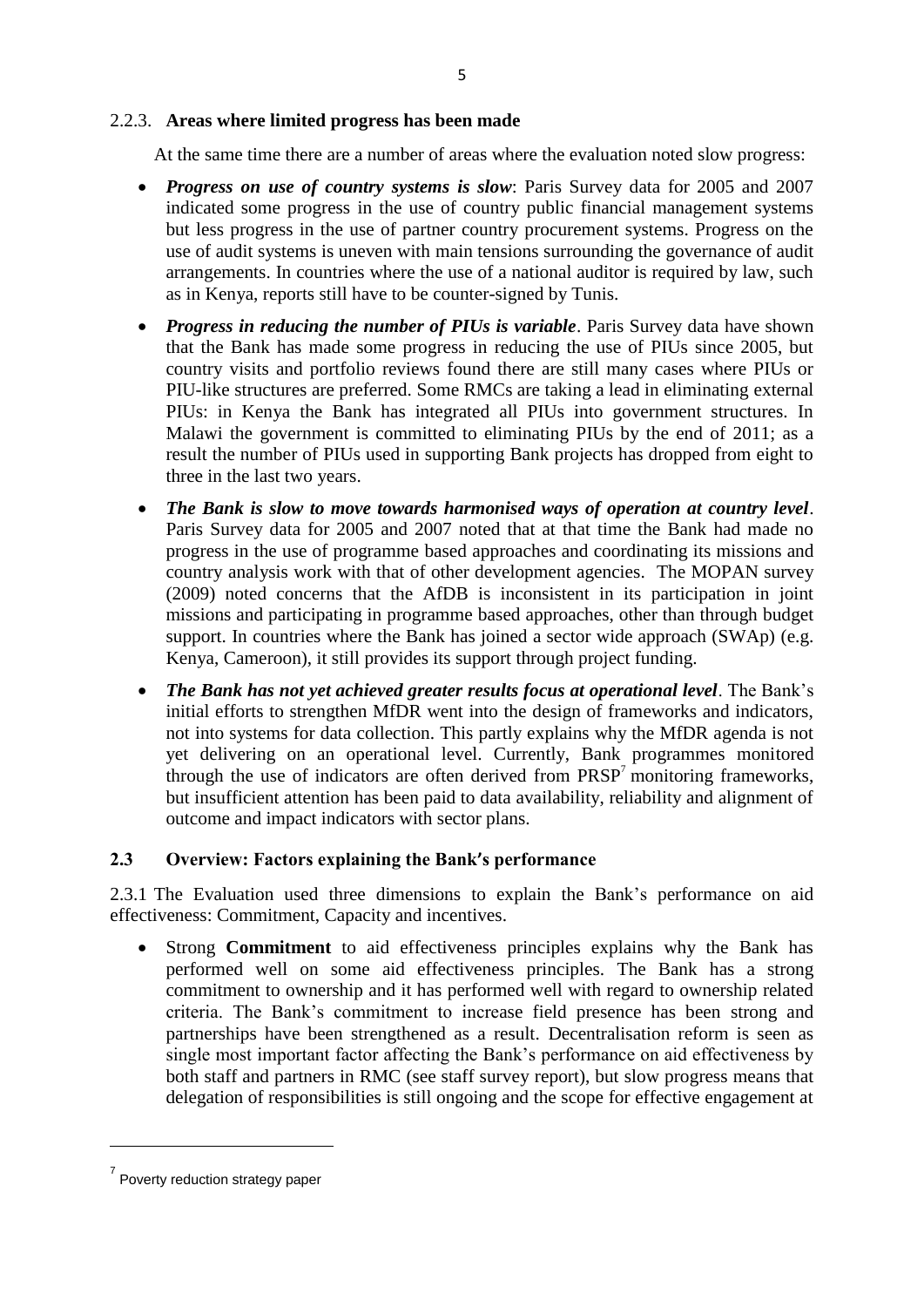### 2.2.3. **Areas where limited progress has been made**

At the same time there are a number of areas where the evaluation noted slow progress:

- ***Progress on use of country systems is slow***: Paris Survey data for 2005 and 2007 indicated some progress in the use of country public financial management systems but less progress in the use of partner country procurement systems. Progress on the use of audit systems is uneven with main tensions surrounding the governance of audit arrangements. In countries where the use of a national auditor is required by law, such as in Kenya, reports still have to be counter-signed by Tunis.
- ***Progress in reducing the number of PIUs is variable***. Paris Survey data have shown that the Bank has made some progress in reducing the use of PIUs since 2005, but country visits and portfolio reviews found there are still many cases where PIUs or PIU-like structures are preferred. Some RMCs are taking a lead in eliminating external PIUs: in Kenya the Bank has integrated all PIUs into government structures. In Malawi the government is committed to eliminating PIUs by the end of 2011; as a result the number of PIUs used in supporting Bank projects has dropped from eight to three in the last two years.
- ***The Bank is slow to move towards harmonised ways of operation at country level***. Paris Survey data for 2005 and 2007 noted that at that time the Bank had made no progress in the use of programme based approaches and coordinating its missions and country analysis work with that of other development agencies. The MOPAN survey (2009) noted concerns that the AfDB is inconsistent in its participation in joint missions and participating in programme based approaches, other than through budget support. In countries where the Bank has joined a sector wide approach (SWAp) (e.g. Kenya, Cameroon), it still provides its support through project funding.
- ***The Bank has not yet achieved greater results focus at operational level***. The Bank's initial efforts to strengthen MfDR went into the design of frameworks and indicators, not into systems for data collection. This partly explains why the MfDR agenda is not yet delivering on an operational level. Currently, Bank programmes monitored through the use of indicators are often derived from PRSP[7] monitoring frameworks, but insufficient attention has been paid to data availability, reliability and alignment of outcome and impact indicators with sector plans.

## 2.3 Overview: Factors explaining the Bank's performance

2.3.1 The Evaluation used three dimensions to explain the Bank's performance on aid effectiveness: Commitment, Capacity and incentives.

- Strong **Commitment** to aid effectiveness principles explains why the Bank has performed well on some aid effectiveness principles. The Bank has a strong commitment to ownership and it has performed well with regard to ownership related criteria. The Bank's commitment to increase field presence has been strong and partnerships have been strengthened as a result. Decentralisation reform is seen as single most important factor affecting the Bank's performance on aid effectiveness by both staff and partners in RMC (see staff survey report), but slow progress means that delegation of responsibilities is still ongoing and the scope for effective engagement at

[7] Poverty reduction strategy paper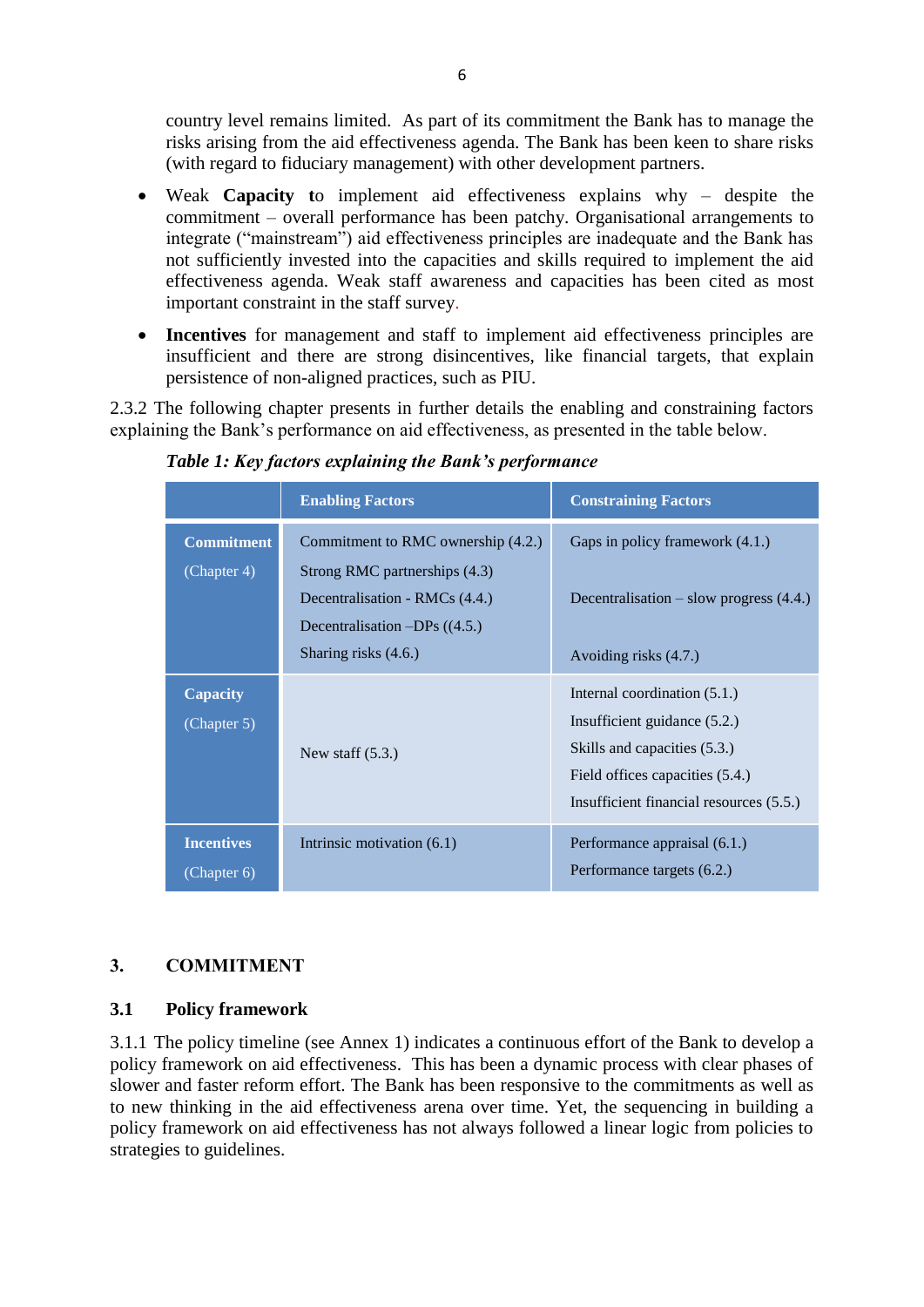country level remains limited. As part of its commitment the Bank has to manage the risks arising from the aid effectiveness agenda. The Bank has been keen to share risks (with regard to fiduciary management) with other development partners.

- Weak **Capacity t**o implement aid effectiveness explains why – despite the commitment – overall performance has been patchy. Organisational arrangements to integrate ("mainstream") aid effectiveness principles are inadequate and the Bank has not sufficiently invested into the capacities and skills required to implement the aid effectiveness agenda. Weak staff awareness and capacities has been cited as most important constraint in the staff survey.
- **Incentives** for management and staff to implement aid effectiveness principles are insufficient and there are strong disincentives, like financial targets, that explain persistence of non-aligned practices, such as PIU.

2.3.2 The following chapter presents in further details the enabling and constraining factors explaining the Bank's performance on aid effectiveness, as presented in the table below.

*Table 1: Key factors explaining the Bank's performance*

| | Enabling Factors | Constraining Factors |
|---|---|---|
| **Commitment** (Chapter 4) | Commitment to RMC ownership (4.2.)<br>Strong RMC partnerships (4.3)<br>Decentralisation - RMCs (4.4.)<br>Decentralisation –DPs ((4.5.)<br>Sharing risks (4.6.) | Gaps in policy framework (4.1.)<br>Decentralisation – slow progress (4.4.)<br>Avoiding risks (4.7.) |
| **Capacity** (Chapter 5) | New staff (5.3.) | Internal coordination (5.1.)<br>Insufficient guidance (5.2.)<br>Skills and capacities (5.3.)<br>Field offices capacities (5.4.)<br>Insufficient financial resources (5.5.) |
| **Incentives** (Chapter 6) | Intrinsic motivation (6.1) | Performance appraisal (6.1.)<br>Performance targets (6.2.) |

## 3. COMMITMENT

### 3.1 Policy framework

3.1.1 The policy timeline (see Annex 1) indicates a continuous effort of the Bank to develop a policy framework on aid effectiveness. This has been a dynamic process with clear phases of slower and faster reform effort. The Bank has been responsive to the commitments as well as to new thinking in the aid effectiveness arena over time. Yet, the sequencing in building a policy framework on aid effectiveness has not always followed a linear logic from policies to strategies to guidelines.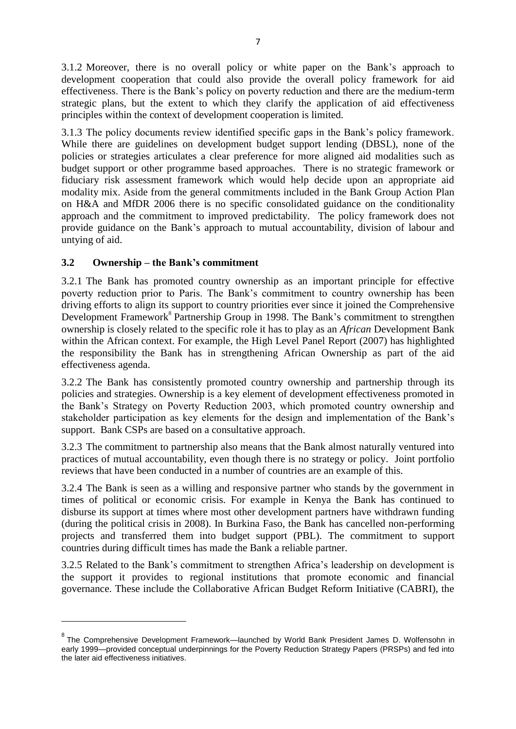3.1.2 Moreover, there is no overall policy or white paper on the Bank's approach to development cooperation that could also provide the overall policy framework for aid effectiveness. There is the Bank's policy on poverty reduction and there are the medium-term strategic plans, but the extent to which they clarify the application of aid effectiveness principles within the context of development cooperation is limited.

3.1.3 The policy documents review identified specific gaps in the Bank's policy framework. While there are guidelines on development budget support lending (DBSL), none of the policies or strategies articulates a clear preference for more aligned aid modalities such as budget support or other programme based approaches. There is no strategic framework or fiduciary risk assessment framework which would help decide upon an appropriate aid modality mix. Aside from the general commitments included in the Bank Group Action Plan on H&A and MfDR 2006 there is no specific consolidated guidance on the conditionality approach and the commitment to improved predictability. The policy framework does not provide guidance on the Bank's approach to mutual accountability, division of labour and untying of aid.

### 3.2 Ownership – the Bank's commitment

3.2.1 The Bank has promoted country ownership as an important principle for effective poverty reduction prior to Paris. The Bank's commitment to country ownership has been driving efforts to align its support to country priorities ever since it joined the Comprehensive Development Framework[8] Partnership Group in 1998. The Bank's commitment to strengthen ownership is closely related to the specific role it has to play as an *African* Development Bank within the African context. For example, the High Level Panel Report (2007) has highlighted the responsibility the Bank has in strengthening African Ownership as part of the aid effectiveness agenda.

3.2.2 The Bank has consistently promoted country ownership and partnership through its policies and strategies. Ownership is a key element of development effectiveness promoted in the Bank's Strategy on Poverty Reduction 2003, which promoted country ownership and stakeholder participation as key elements for the design and implementation of the Bank's support. Bank CSPs are based on a consultative approach.

3.2.3 The commitment to partnership also means that the Bank almost naturally ventured into practices of mutual accountability, even though there is no strategy or policy. Joint portfolio reviews that have been conducted in a number of countries are an example of this.

3.2.4 The Bank is seen as a willing and responsive partner who stands by the government in times of political or economic crisis. For example in Kenya the Bank has continued to disburse its support at times where most other development partners have withdrawn funding (during the political crisis in 2008). In Burkina Faso, the Bank has cancelled non-performing projects and transferred them into budget support (PBL). The commitment to support countries during difficult times has made the Bank a reliable partner.

3.2.5 Related to the Bank's commitment to strengthen Africa's leadership on development is the support it provides to regional institutions that promote economic and financial governance. These include the Collaborative African Budget Reform Initiative (CABRI), the

[8] The Comprehensive Development Framework—launched by World Bank President James D. Wolfensohn in early 1999—provided conceptual underpinnings for the Poverty Reduction Strategy Papers (PRSPs) and fed into the later aid effectiveness initiatives.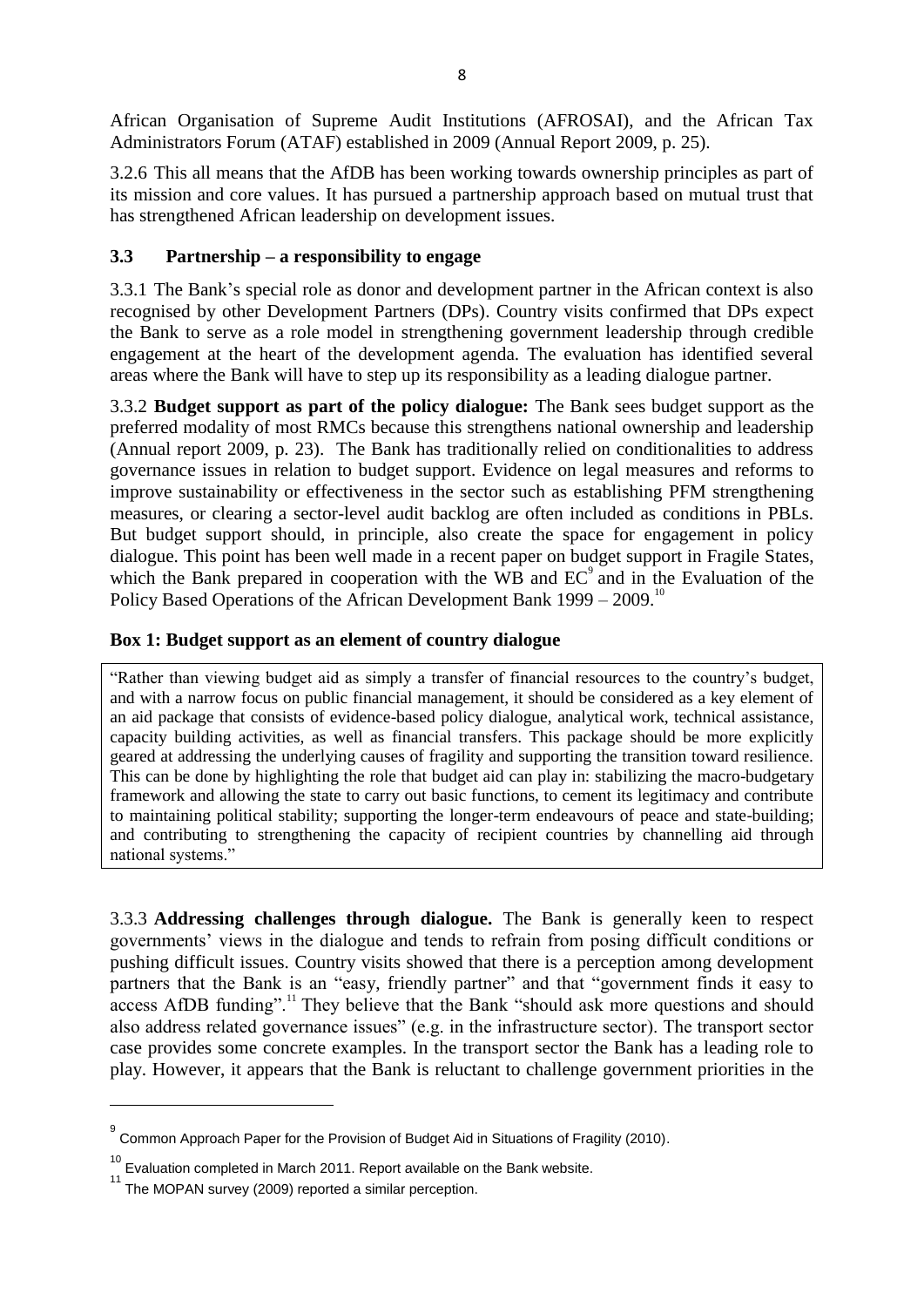African Organisation of Supreme Audit Institutions (AFROSAI), and the African Tax Administrators Forum (ATAF) established in 2009 (Annual Report 2009, p. 25).

3.2.6 This all means that the AfDB has been working towards ownership principles as part of its mission and core values. It has pursued a partnership approach based on mutual trust that has strengthened African leadership on development issues.

### 3.3 Partnership – a responsibility to engage

3.3.1 The Bank's special role as donor and development partner in the African context is also recognised by other Development Partners (DPs). Country visits confirmed that DPs expect the Bank to serve as a role model in strengthening government leadership through credible engagement at the heart of the development agenda. The evaluation has identified several areas where the Bank will have to step up its responsibility as a leading dialogue partner.

3.3.2 **Budget support as part of the policy dialogue:** The Bank sees budget support as the preferred modality of most RMCs because this strengthens national ownership and leadership (Annual report 2009, p. 23). The Bank has traditionally relied on conditionalities to address governance issues in relation to budget support. Evidence on legal measures and reforms to improve sustainability or effectiveness in the sector such as establishing PFM strengthening measures, or clearing a sector-level audit backlog are often included as conditions in PBLs. But budget support should, in principle, also create the space for engagement in policy dialogue. This point has been well made in a recent paper on budget support in Fragile States, which the Bank prepared in cooperation with the WB and EC[9] and in the Evaluation of the Policy Based Operations of the African Development Bank 1999 – 2009.[10]

**Box 1: Budget support as an element of country dialogue**

> "Rather than viewing budget aid as simply a transfer of financial resources to the country's budget, and with a narrow focus on public financial management, it should be considered as a key element of an aid package that consists of evidence-based policy dialogue, analytical work, technical assistance, capacity building activities, as well as financial transfers. This package should be more explicitly geared at addressing the underlying causes of fragility and supporting the transition toward resilience. This can be done by highlighting the role that budget aid can play in: stabilizing the macro-budgetary framework and allowing the state to carry out basic functions, to cement its legitimacy and contribute to maintaining political stability; supporting the longer-term endeavours of peace and state-building; and contributing to strengthening the capacity of recipient countries by channelling aid through national systems."

3.3.3 **Addressing challenges through dialogue.** The Bank is generally keen to respect governments' views in the dialogue and tends to refrain from posing difficult conditions or pushing difficult issues. Country visits showed that there is a perception among development partners that the Bank is an "easy, friendly partner" and that "government finds it easy to access AfDB funding".[11] They believe that the Bank "should ask more questions and should also address related governance issues" (e.g. in the infrastructure sector). The transport sector case provides some concrete examples. In the transport sector the Bank has a leading role to play. However, it appears that the Bank is reluctant to challenge government priorities in the

---

[9] Common Approach Paper for the Provision of Budget Aid in Situations of Fragility (2010).

[10] Evaluation completed in March 2011. Report available on the Bank website.

[11] The MOPAN survey (2009) reported a similar perception.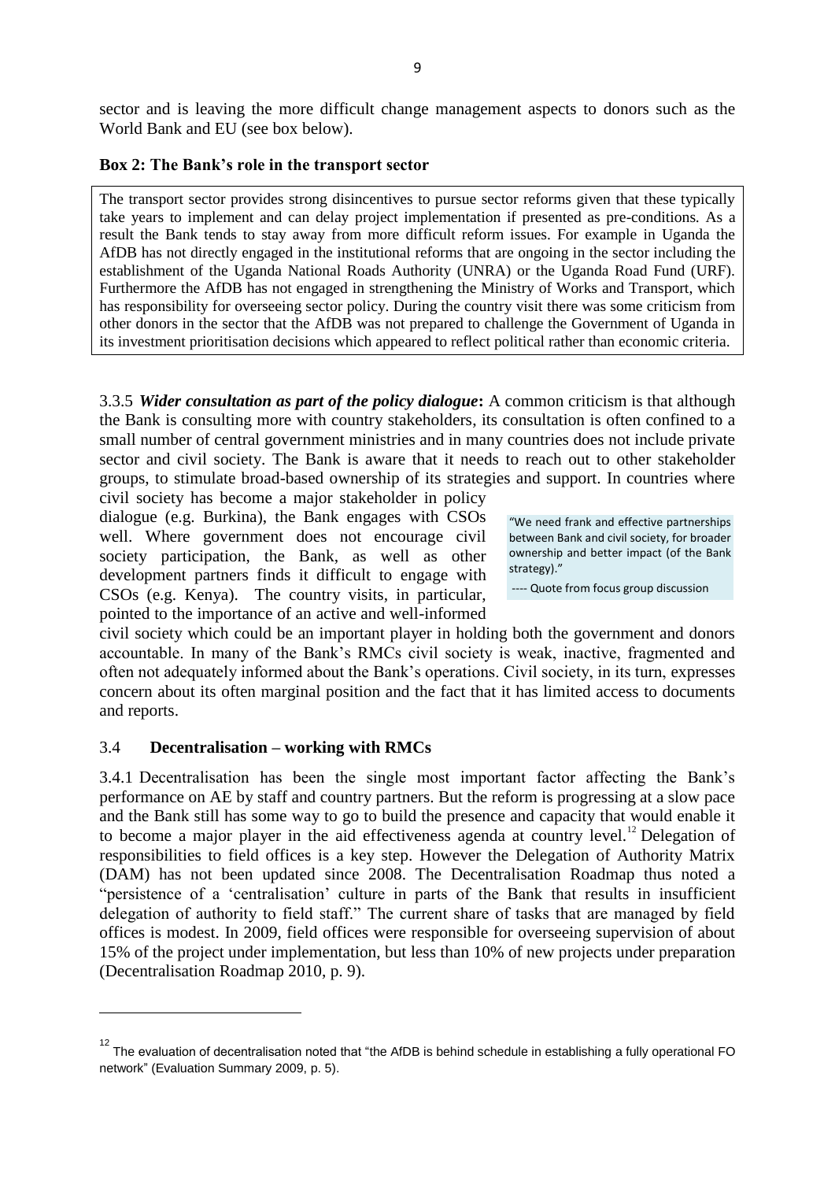sector and is leaving the more difficult change management aspects to donors such as the World Bank and EU (see box below).

**Box 2: The Bank's role in the transport sector**

The transport sector provides strong disincentives to pursue sector reforms given that these typically take years to implement and can delay project implementation if presented as pre-conditions. As a result the Bank tends to stay away from more difficult reform issues. For example in Uganda the AfDB has not directly engaged in the institutional reforms that are ongoing in the sector including the establishment of the Uganda National Roads Authority (UNRA) or the Uganda Road Fund (URF). Furthermore the AfDB has not engaged in strengthening the Ministry of Works and Transport, which has responsibility for overseeing sector policy. During the country visit there was some criticism from other donors in the sector that the AfDB was not prepared to challenge the Government of Uganda in its investment prioritisation decisions which appeared to reflect political rather than economic criteria.

3.3.5 ***Wider consultation as part of the policy dialogue*:** A common criticism is that although the Bank is consulting more with country stakeholders, its consultation is often confined to a small number of central government ministries and in many countries does not include private sector and civil society. The Bank is aware that it needs to reach out to other stakeholder groups, to stimulate broad-based ownership of its strategies and support. In countries where civil society has become a major stakeholder in policy dialogue (e.g. Burkina), the Bank engages with CSOs well. Where government does not encourage civil society participation, the Bank, as well as other development partners finds it difficult to engage with CSOs (e.g. Kenya). The country visits, in particular, pointed to the importance of an active and well-informed civil society which could be an important player in holding both the government and donors accountable. In many of the Bank's RMCs civil society is weak, inactive, fragmented and often not adequately informed about the Bank's operations. Civil society, in its turn, expresses concern about its often marginal position and the fact that it has limited access to documents and reports.

> "We need frank and effective partnerships between Bank and civil society, for broader ownership and better impact (of the Bank strategy)."
>
> ---- Quote from focus group discussion

## 3.4 Decentralisation – working with RMCs

3.4.1 Decentralisation has been the single most important factor affecting the Bank's performance on AE by staff and country partners. But the reform is progressing at a slow pace and the Bank still has some way to go to build the presence and capacity that would enable it to become a major player in the aid effectiveness agenda at country level.[12] Delegation of responsibilities to field offices is a key step. However the Delegation of Authority Matrix (DAM) has not been updated since 2008. The Decentralisation Roadmap thus noted a "persistence of a 'centralisation' culture in parts of the Bank that results in insufficient delegation of authority to field staff." The current share of tasks that are managed by field offices is modest. In 2009, field offices were responsible for overseeing supervision of about 15% of the project under implementation, but less than 10% of new projects under preparation (Decentralisation Roadmap 2010, p. 9).

[12] The evaluation of decentralisation noted that "the AfDB is behind schedule in establishing a fully operational FO network" (Evaluation Summary 2009, p. 5).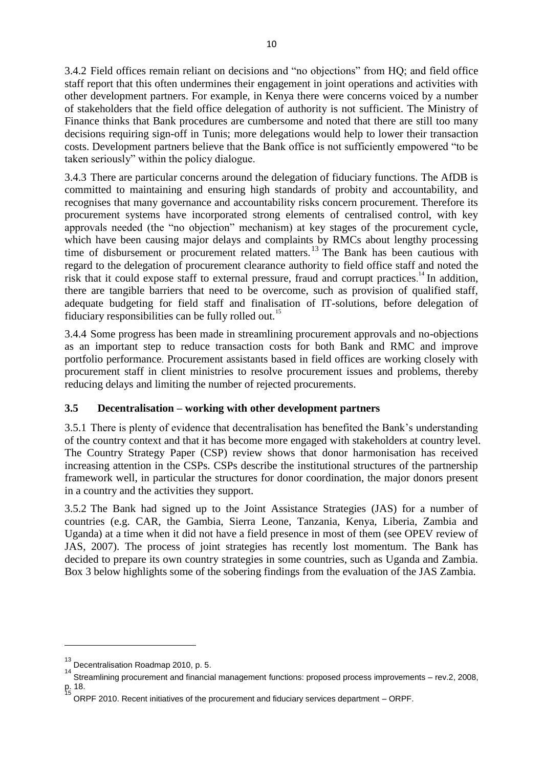3.4.2 Field offices remain reliant on decisions and "no objections" from HQ; and field office staff report that this often undermines their engagement in joint operations and activities with other development partners. For example, in Kenya there were concerns voiced by a number of stakeholders that the field office delegation of authority is not sufficient. The Ministry of Finance thinks that Bank procedures are cumbersome and noted that there are still too many decisions requiring sign-off in Tunis; more delegations would help to lower their transaction costs. Development partners believe that the Bank office is not sufficiently empowered "to be taken seriously" within the policy dialogue.

3.4.3 There are particular concerns around the delegation of fiduciary functions. The AfDB is committed to maintaining and ensuring high standards of probity and accountability, and recognises that many governance and accountability risks concern procurement. Therefore its procurement systems have incorporated strong elements of centralised control, with key approvals needed (the "no objection" mechanism) at key stages of the procurement cycle, which have been causing major delays and complaints by RMCs about lengthy processing time of disbursement or procurement related matters.[13] The Bank has been cautious with regard to the delegation of procurement clearance authority to field office staff and noted the risk that it could expose staff to external pressure, fraud and corrupt practices.[14] In addition, there are tangible barriers that need to be overcome, such as provision of qualified staff, adequate budgeting for field staff and finalisation of IT-solutions, before delegation of fiduciary responsibilities can be fully rolled out.[15]

3.4.4 Some progress has been made in streamlining procurement approvals and no-objections as an important step to reduce transaction costs for both Bank and RMC and improve portfolio performance. Procurement assistants based in field offices are working closely with procurement staff in client ministries to resolve procurement issues and problems, thereby reducing delays and limiting the number of rejected procurements.

### 3.5 Decentralisation – working with other development partners

3.5.1 There is plenty of evidence that decentralisation has benefited the Bank's understanding of the country context and that it has become more engaged with stakeholders at country level. The Country Strategy Paper (CSP) review shows that donor harmonisation has received increasing attention in the CSPs. CSPs describe the institutional structures of the partnership framework well, in particular the structures for donor coordination, the major donors present in a country and the activities they support.

3.5.2 The Bank had signed up to the Joint Assistance Strategies (JAS) for a number of countries (e.g. CAR, the Gambia, Sierra Leone, Tanzania, Kenya, Liberia, Zambia and Uganda) at a time when it did not have a field presence in most of them (see OPEV review of JAS, 2007). The process of joint strategies has recently lost momentum. The Bank has decided to prepare its own country strategies in some countries, such as Uganda and Zambia. Box 3 below highlights some of the sobering findings from the evaluation of the JAS Zambia.

---

[13] Decentralisation Roadmap 2010, p. 5.

[14] Streamlining procurement and financial management functions: proposed process improvements – rev.2, 2008, p. 18.

[15] ORPF 2010. Recent initiatives of the procurement and fiduciary services department – ORPF.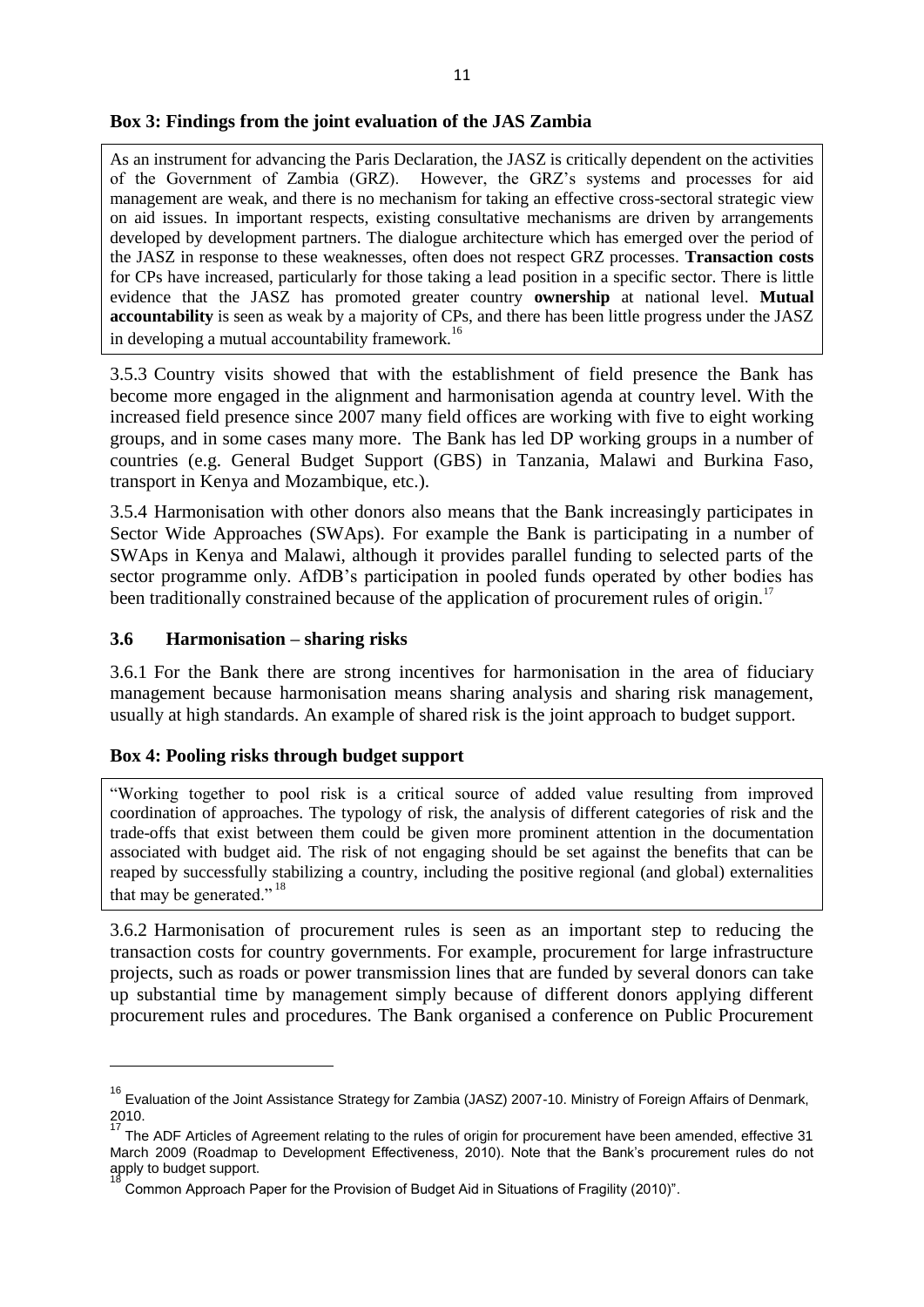**Box 3: Findings from the joint evaluation of the JAS Zambia**

As an instrument for advancing the Paris Declaration, the JASZ is critically dependent on the activities of the Government of Zambia (GRZ). However, the GRZ's systems and processes for aid management are weak, and there is no mechanism for taking an effective cross-sectoral strategic view on aid issues. In important respects, existing consultative mechanisms are driven by arrangements developed by development partners. The dialogue architecture which has emerged over the period of the JASZ in response to these weaknesses, often does not respect GRZ processes. **Transaction costs** for CPs have increased, particularly for those taking a lead position in a specific sector. There is little evidence that the JASZ has promoted greater country **ownership** at national level. **Mutual accountability** is seen as weak by a majority of CPs, and there has been little progress under the JASZ in developing a mutual accountability framework.[16]

3.5.3 Country visits showed that with the establishment of field presence the Bank has become more engaged in the alignment and harmonisation agenda at country level. With the increased field presence since 2007 many field offices are working with five to eight working groups, and in some cases many more. The Bank has led DP working groups in a number of countries (e.g. General Budget Support (GBS) in Tanzania, Malawi and Burkina Faso, transport in Kenya and Mozambique, etc.).

3.5.4 Harmonisation with other donors also means that the Bank increasingly participates in Sector Wide Approaches (SWAps). For example the Bank is participating in a number of SWAps in Kenya and Malawi, although it provides parallel funding to selected parts of the sector programme only. AfDB's participation in pooled funds operated by other bodies has been traditionally constrained because of the application of procurement rules of origin.[17]

### 3.6 Harmonisation – sharing risks

3.6.1 For the Bank there are strong incentives for harmonisation in the area of fiduciary management because harmonisation means sharing analysis and sharing risk management, usually at high standards. An example of shared risk is the joint approach to budget support.

**Box 4: Pooling risks through budget support**

"Working together to pool risk is a critical source of added value resulting from improved coordination of approaches. The typology of risk, the analysis of different categories of risk and the trade-offs that exist between them could be given more prominent attention in the documentation associated with budget aid. The risk of not engaging should be set against the benefits that can be reaped by successfully stabilizing a country, including the positive regional (and global) externalities that may be generated."[18]

3.6.2 Harmonisation of procurement rules is seen as an important step to reducing the transaction costs for country governments. For example, procurement for large infrastructure projects, such as roads or power transmission lines that are funded by several donors can take up substantial time by management simply because of different donors applying different procurement rules and procedures. The Bank organised a conference on Public Procurement

---

[16] Evaluation of the Joint Assistance Strategy for Zambia (JASZ) 2007-10. Ministry of Foreign Affairs of Denmark, 2010.

[17] The ADF Articles of Agreement relating to the rules of origin for procurement have been amended, effective 31 March 2009 (Roadmap to Development Effectiveness, 2010). Note that the Bank's procurement rules do not apply to budget support.

[18] Common Approach Paper for the Provision of Budget Aid in Situations of Fragility (2010)".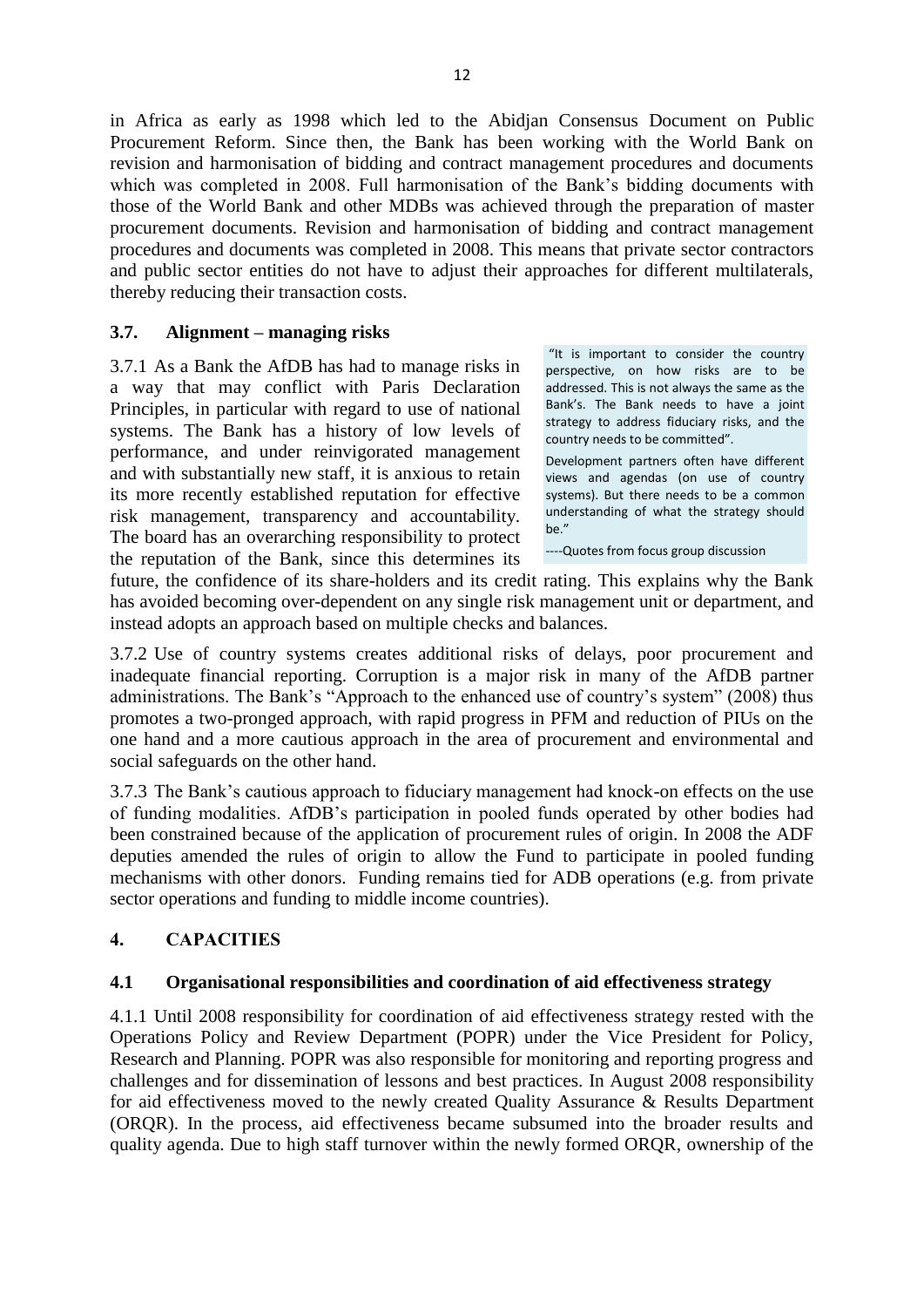in Africa as early as 1998 which led to the Abidjan Consensus Document on Public Procurement Reform. Since then, the Bank has been working with the World Bank on revision and harmonisation of bidding and contract management procedures and documents which was completed in 2008. Full harmonisation of the Bank's bidding documents with those of the World Bank and other MDBs was achieved through the preparation of master procurement documents. Revision and harmonisation of bidding and contract management procedures and documents was completed in 2008. This means that private sector contractors and public sector entities do not have to adjust their approaches for different multilaterals, thereby reducing their transaction costs.

### 3.7. Alignment – managing risks

3.7.1 As a Bank the AfDB has had to manage risks in a way that may conflict with Paris Declaration Principles, in particular with regard to use of national systems. The Bank has a history of low levels of performance, and under reinvigorated management and with substantially new staff, it is anxious to retain its more recently established reputation for effective risk management, transparency and accountability. The board has an overarching responsibility to protect the reputation of the Bank, since this determines its future, the confidence of its share-holders and its credit rating. This explains why the Bank has avoided becoming over-dependent on any single risk management unit or department, and instead adopts an approach based on multiple checks and balances.

> "It is important to consider the country perspective, on how risks are to be addressed. This is not always the same as the Bank's. The Bank needs to have a joint strategy to address fiduciary risks, and the country needs to be committed".
>
> Development partners often have different views and agendas (on use of country systems). But there needs to be a common understanding of what the strategy should be."
>
> ----Quotes from focus group discussion

3.7.2 Use of country systems creates additional risks of delays, poor procurement and inadequate financial reporting. Corruption is a major risk in many of the AfDB partner administrations. The Bank's "Approach to the enhanced use of country's system" (2008) thus promotes a two-pronged approach, with rapid progress in PFM and reduction of PIUs on the one hand and a more cautious approach in the area of procurement and environmental and social safeguards on the other hand.

3.7.3 The Bank's cautious approach to fiduciary management had knock-on effects on the use of funding modalities. AfDB's participation in pooled funds operated by other bodies had been constrained because of the application of procurement rules of origin. In 2008 the ADF deputies amended the rules of origin to allow the Fund to participate in pooled funding mechanisms with other donors. Funding remains tied for ADB operations (e.g. from private sector operations and funding to middle income countries).

## 4. CAPACITIES

### 4.1 Organisational responsibilities and coordination of aid effectiveness strategy

4.1.1 Until 2008 responsibility for coordination of aid effectiveness strategy rested with the Operations Policy and Review Department (POPR) under the Vice President for Policy, Research and Planning. POPR was also responsible for monitoring and reporting progress and challenges and for dissemination of lessons and best practices. In August 2008 responsibility for aid effectiveness moved to the newly created Quality Assurance & Results Department (ORQR). In the process, aid effectiveness became subsumed into the broader results and quality agenda. Due to high staff turnover within the newly formed ORQR, ownership of the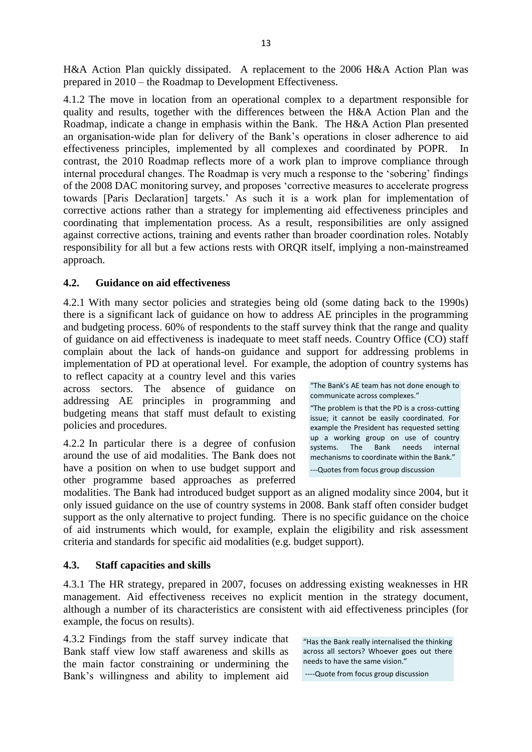H&A Action Plan quickly dissipated. A replacement to the 2006 H&A Action Plan was prepared in 2010 – the Roadmap to Development Effectiveness.

4.1.2 The move in location from an operational complex to a department responsible for quality and results, together with the differences between the H&A Action Plan and the Roadmap, indicate a change in emphasis within the Bank. The H&A Action Plan presented an organisation-wide plan for delivery of the Bank's operations in closer adherence to aid effectiveness principles, implemented by all complexes and coordinated by POPR. In contrast, the 2010 Roadmap reflects more of a work plan to improve compliance through internal procedural changes. The Roadmap is very much a response to the 'sobering' findings of the 2008 DAC monitoring survey, and proposes 'corrective measures to accelerate progress towards [Paris Declaration] targets.' As such it is a work plan for implementation of corrective actions rather than a strategy for implementing aid effectiveness principles and coordinating that implementation process. As a result, responsibilities are only assigned against corrective actions, training and events rather than broader coordination roles. Notably responsibility for all but a few actions rests with ORQR itself, implying a non-mainstreamed approach.

## 4.2. Guidance on aid effectiveness

4.2.1 With many sector policies and strategies being old (some dating back to the 1990s) there is a significant lack of guidance on how to address AE principles in the programming and budgeting process. 60% of respondents to the staff survey think that the range and quality of guidance on aid effectiveness is inadequate to meet staff needs. Country Office (CO) staff complain about the lack of hands-on guidance and support for addressing problems in implementation of PD at operational level. For example, the adoption of country systems has to reflect capacity at a country level and this varies across sectors. The absence of guidance on addressing AE principles in programming and budgeting means that staff must default to existing policies and procedures.

4.2.2 In particular there is a degree of confusion around the use of aid modalities. The Bank does not have a position on when to use budget support and other programme based approaches as preferred modalities. The Bank had introduced budget support as an aligned modality since 2004, but it only issued guidance on the use of country systems in 2008. Bank staff often consider budget support as the only alternative to project funding. There is no specific guidance on the choice of aid instruments which would, for example, explain the eligibility and risk assessment criteria and standards for specific aid modalities (e.g. budget support).

> "The Bank's AE team has not done enough to communicate across complexes."
>
> "The problem is that the PD is a cross-cutting issue; it cannot be easily coordinated. For example the President has requested setting up a working group on use of country systems. The Bank needs internal mechanisms to coordinate within the Bank."
>
> ---Quotes from focus group discussion

## 4.3. Staff capacities and skills

4.3.1 The HR strategy, prepared in 2007, focuses on addressing existing weaknesses in HR management. Aid effectiveness receives no explicit mention in the strategy document, although a number of its characteristics are consistent with aid effectiveness principles (for example, the focus on results).

4.3.2 Findings from the staff survey indicate that Bank staff view low staff awareness and skills as the main factor constraining or undermining the Bank's willingness and ability to implement aid

> "Has the Bank really internalised the thinking across all sectors? Whoever goes out there needs to have the same vision."
>
> ----Quote from focus group discussion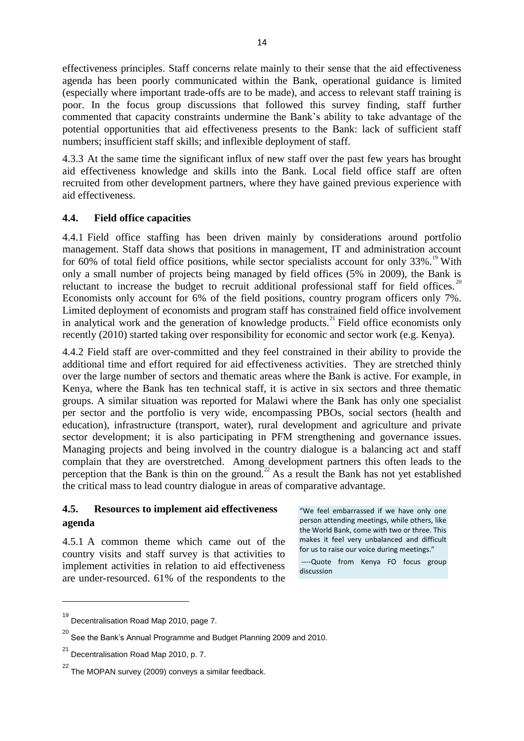effectiveness principles. Staff concerns relate mainly to their sense that the aid effectiveness agenda has been poorly communicated within the Bank, operational guidance is limited (especially where important trade-offs are to be made), and access to relevant staff training is poor. In the focus group discussions that followed this survey finding, staff further commented that capacity constraints undermine the Bank's ability to take advantage of the potential opportunities that aid effectiveness presents to the Bank: lack of sufficient staff numbers; insufficient staff skills; and inflexible deployment of staff.

4.3.3 At the same time the significant influx of new staff over the past few years has brought aid effectiveness knowledge and skills into the Bank. Local field office staff are often recruited from other development partners, where they have gained previous experience with aid effectiveness.

## 4.4. Field office capacities

4.4.1 Field office staffing has been driven mainly by considerations around portfolio management. Staff data shows that positions in management, IT and administration account for 60% of total field office positions, while sector specialists account for only 33%.[19] With only a small number of projects being managed by field offices (5% in 2009), the Bank is reluctant to increase the budget to recruit additional professional staff for field offices.[20] Economists only account for 6% of the field positions, country program officers only 7%. Limited deployment of economists and program staff has constrained field office involvement in analytical work and the generation of knowledge products.[21] Field office economists only recently (2010) started taking over responsibility for economic and sector work (e.g. Kenya).

4.4.2 Field staff are over-committed and they feel constrained in their ability to provide the additional time and effort required for aid effectiveness activities. They are stretched thinly over the large number of sectors and thematic areas where the Bank is active. For example, in Kenya, where the Bank has ten technical staff, it is active in six sectors and three thematic groups. A similar situation was reported for Malawi where the Bank has only one specialist per sector and the portfolio is very wide, encompassing PBOs, social sectors (health and education), infrastructure (transport, water), rural development and agriculture and private sector development; it is also participating in PFM strengthening and governance issues. Managing projects and being involved in the country dialogue is a balancing act and staff complain that they are overstretched. Among development partners this often leads to the perception that the Bank is thin on the ground.[22] As a result the Bank has not yet established the critical mass to lead country dialogue in areas of comparative advantage.

## 4.5. Resources to implement aid effectiveness agenda

> "We feel embarrassed if we have only one person attending meetings, while others, like the World Bank, come with two or three. This makes it feel very unbalanced and difficult for us to raise our voice during meetings."
>
> ----Quote from Kenya FO focus group discussion

4.5.1 A common theme which came out of the country visits and staff survey is that activities to implement activities in relation to aid effectiveness are under-resourced. 61% of the respondents to the

---

[19] Decentralisation Road Map 2010, page 7.

[20] See the Bank's Annual Programme and Budget Planning 2009 and 2010.

[21] Decentralisation Road Map 2010, p. 7.

[22] The MOPAN survey (2009) conveys a similar feedback.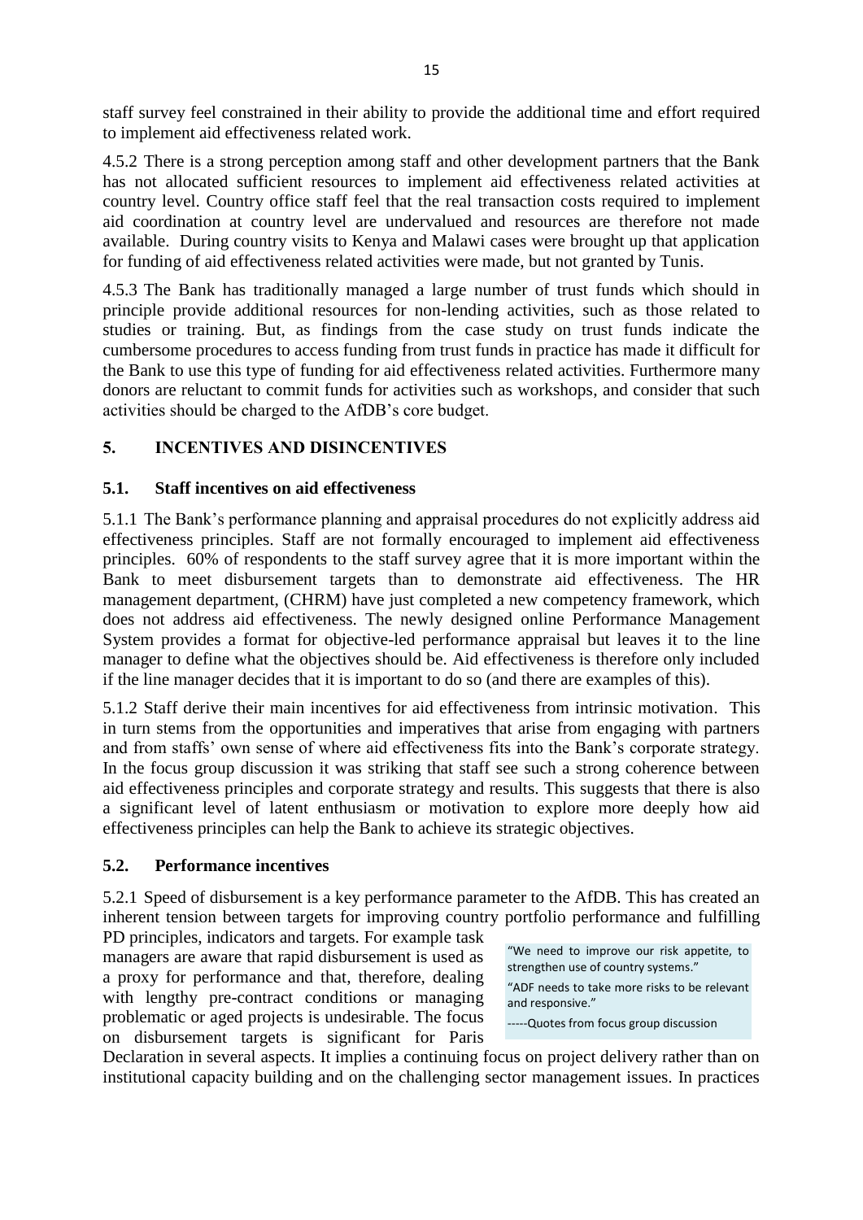staff survey feel constrained in their ability to provide the additional time and effort required to implement aid effectiveness related work.

4.5.2 There is a strong perception among staff and other development partners that the Bank has not allocated sufficient resources to implement aid effectiveness related activities at country level. Country office staff feel that the real transaction costs required to implement aid coordination at country level are undervalued and resources are therefore not made available. During country visits to Kenya and Malawi cases were brought up that application for funding of aid effectiveness related activities were made, but not granted by Tunis.

4.5.3 The Bank has traditionally managed a large number of trust funds which should in principle provide additional resources for non-lending activities, such as those related to studies or training. But, as findings from the case study on trust funds indicate the cumbersome procedures to access funding from trust funds in practice has made it difficult for the Bank to use this type of funding for aid effectiveness related activities. Furthermore many donors are reluctant to commit funds for activities such as workshops, and consider that such activities should be charged to the AfDB's core budget.

# 5. INCENTIVES AND DISINCENTIVES

## 5.1. Staff incentives on aid effectiveness

5.1.1 The Bank's performance planning and appraisal procedures do not explicitly address aid effectiveness principles. Staff are not formally encouraged to implement aid effectiveness principles. 60% of respondents to the staff survey agree that it is more important within the Bank to meet disbursement targets than to demonstrate aid effectiveness. The HR management department, (CHRM) have just completed a new competency framework, which does not address aid effectiveness. The newly designed online Performance Management System provides a format for objective-led performance appraisal but leaves it to the line manager to define what the objectives should be. Aid effectiveness is therefore only included if the line manager decides that it is important to do so (and there are examples of this).

5.1.2 Staff derive their main incentives for aid effectiveness from intrinsic motivation. This in turn stems from the opportunities and imperatives that arise from engaging with partners and from staffs' own sense of where aid effectiveness fits into the Bank's corporate strategy. In the focus group discussion it was striking that staff see such a strong coherence between aid effectiveness principles and corporate strategy and results. This suggests that there is also a significant level of latent enthusiasm or motivation to explore more deeply how aid effectiveness principles can help the Bank to achieve its strategic objectives.

## 5.2. Performance incentives

5.2.1 Speed of disbursement is a key performance parameter to the AfDB. This has created an inherent tension between targets for improving country portfolio performance and fulfilling PD principles, indicators and targets. For example task managers are aware that rapid disbursement is used as a proxy for performance and that, therefore, dealing with lengthy pre-contract conditions or managing problematic or aged projects is undesirable. The focus on disbursement targets is significant for Paris Declaration in several aspects. It implies a continuing focus on project delivery rather than on institutional capacity building and on the challenging sector management issues. In practices

> "We need to improve our risk appetite, to strengthen use of country systems."
>
> "ADF needs to take more risks to be relevant and responsive."
>
> -----Quotes from focus group discussion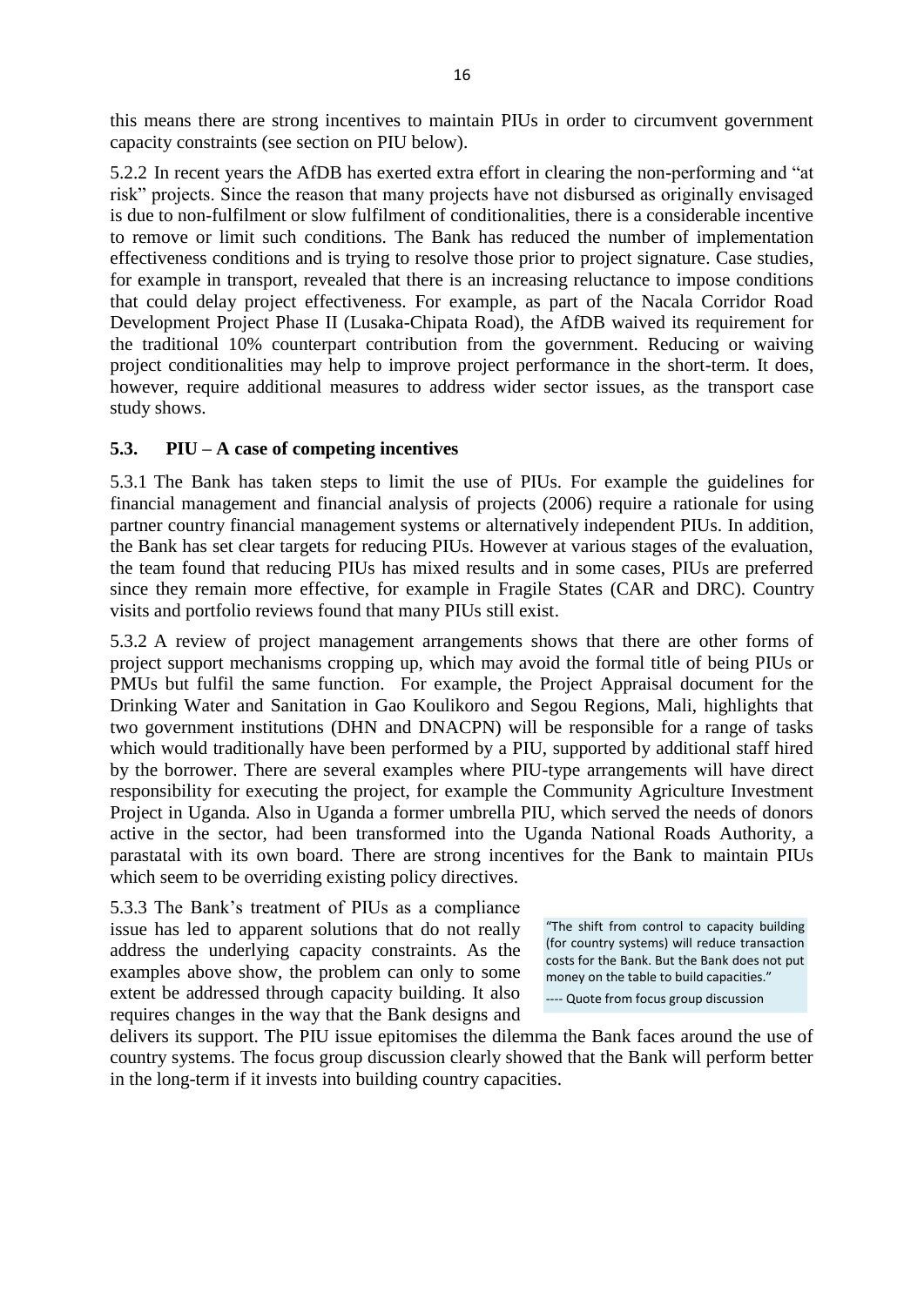this means there are strong incentives to maintain PIUs in order to circumvent government capacity constraints (see section on PIU below).

5.2.2 In recent years the AfDB has exerted extra effort in clearing the non-performing and "at risk" projects. Since the reason that many projects have not disbursed as originally envisaged is due to non-fulfilment or slow fulfilment of conditionalities, there is a considerable incentive to remove or limit such conditions. The Bank has reduced the number of implementation effectiveness conditions and is trying to resolve those prior to project signature. Case studies, for example in transport, revealed that there is an increasing reluctance to impose conditions that could delay project effectiveness. For example, as part of the Nacala Corridor Road Development Project Phase II (Lusaka-Chipata Road), the AfDB waived its requirement for the traditional 10% counterpart contribution from the government. Reducing or waiving project conditionalities may help to improve project performance in the short-term. It does, however, require additional measures to address wider sector issues, as the transport case study shows.

### 5.3. PIU – A case of competing incentives

5.3.1 The Bank has taken steps to limit the use of PIUs. For example the guidelines for financial management and financial analysis of projects (2006) require a rationale for using partner country financial management systems or alternatively independent PIUs. In addition, the Bank has set clear targets for reducing PIUs. However at various stages of the evaluation, the team found that reducing PIUs has mixed results and in some cases, PIUs are preferred since they remain more effective, for example in Fragile States (CAR and DRC). Country visits and portfolio reviews found that many PIUs still exist.

5.3.2 A review of project management arrangements shows that there are other forms of project support mechanisms cropping up, which may avoid the formal title of being PIUs or PMUs but fulfil the same function. For example, the Project Appraisal document for the Drinking Water and Sanitation in Gao Koulikoro and Segou Regions, Mali, highlights that two government institutions (DHN and DNACPN) will be responsible for a range of tasks which would traditionally have been performed by a PIU, supported by additional staff hired by the borrower. There are several examples where PIU-type arrangements will have direct responsibility for executing the project, for example the Community Agriculture Investment Project in Uganda. Also in Uganda a former umbrella PIU, which served the needs of donors active in the sector, had been transformed into the Uganda National Roads Authority, a parastatal with its own board. There are strong incentives for the Bank to maintain PIUs which seem to be overriding existing policy directives.

5.3.3 The Bank's treatment of PIUs as a compliance issue has led to apparent solutions that do not really address the underlying capacity constraints. As the examples above show, the problem can only to some extent be addressed through capacity building. It also requires changes in the way that the Bank designs and delivers its support. The PIU issue epitomises the dilemma the Bank faces around the use of country systems. The focus group discussion clearly showed that the Bank will perform better in the long-term if it invests into building country capacities.

> "The shift from control to capacity building (for country systems) will reduce transaction costs for the Bank. But the Bank does not put money on the table to build capacities."
>
> ---- Quote from focus group discussion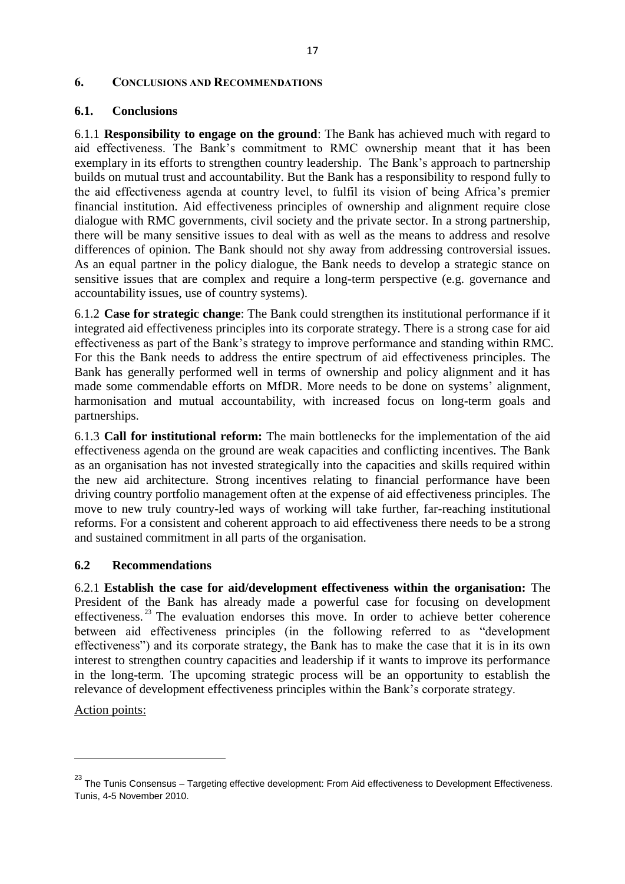## 6. Conclusions and Recommendations

### 6.1. Conclusions

6.1.1 **Responsibility to engage on the ground**: The Bank has achieved much with regard to aid effectiveness. The Bank's commitment to RMC ownership meant that it has been exemplary in its efforts to strengthen country leadership. The Bank's approach to partnership builds on mutual trust and accountability. But the Bank has a responsibility to respond fully to the aid effectiveness agenda at country level, to fulfil its vision of being Africa's premier financial institution. Aid effectiveness principles of ownership and alignment require close dialogue with RMC governments, civil society and the private sector. In a strong partnership, there will be many sensitive issues to deal with as well as the means to address and resolve differences of opinion. The Bank should not shy away from addressing controversial issues. As an equal partner in the policy dialogue, the Bank needs to develop a strategic stance on sensitive issues that are complex and require a long-term perspective (e.g. governance and accountability issues, use of country systems).

6.1.2 **Case for strategic change**: The Bank could strengthen its institutional performance if it integrated aid effectiveness principles into its corporate strategy. There is a strong case for aid effectiveness as part of the Bank's strategy to improve performance and standing within RMC. For this the Bank needs to address the entire spectrum of aid effectiveness principles. The Bank has generally performed well in terms of ownership and policy alignment and it has made some commendable efforts on MfDR. More needs to be done on systems' alignment, harmonisation and mutual accountability, with increased focus on long-term goals and partnerships.

6.1.3 **Call for institutional reform:** The main bottlenecks for the implementation of the aid effectiveness agenda on the ground are weak capacities and conflicting incentives. The Bank as an organisation has not invested strategically into the capacities and skills required within the new aid architecture. Strong incentives relating to financial performance have been driving country portfolio management often at the expense of aid effectiveness principles. The move to new truly country-led ways of working will take further, far-reaching institutional reforms. For a consistent and coherent approach to aid effectiveness there needs to be a strong and sustained commitment in all parts of the organisation.

### 6.2 Recommendations

6.2.1 **Establish the case for aid/development effectiveness within the organisation:** The President of the Bank has already made a powerful case for focusing on development effectiveness.[23] The evaluation endorses this move. In order to achieve better coherence between aid effectiveness principles (in the following referred to as "development effectiveness") and its corporate strategy, the Bank has to make the case that it is in its own interest to strengthen country capacities and leadership if it wants to improve its performance in the long-term. The upcoming strategic process will be an opportunity to establish the relevance of development effectiveness principles within the Bank's corporate strategy.

Action points:

---

[23] The Tunis Consensus – Targeting effective development: From Aid effectiveness to Development Effectiveness. Tunis, 4-5 November 2010.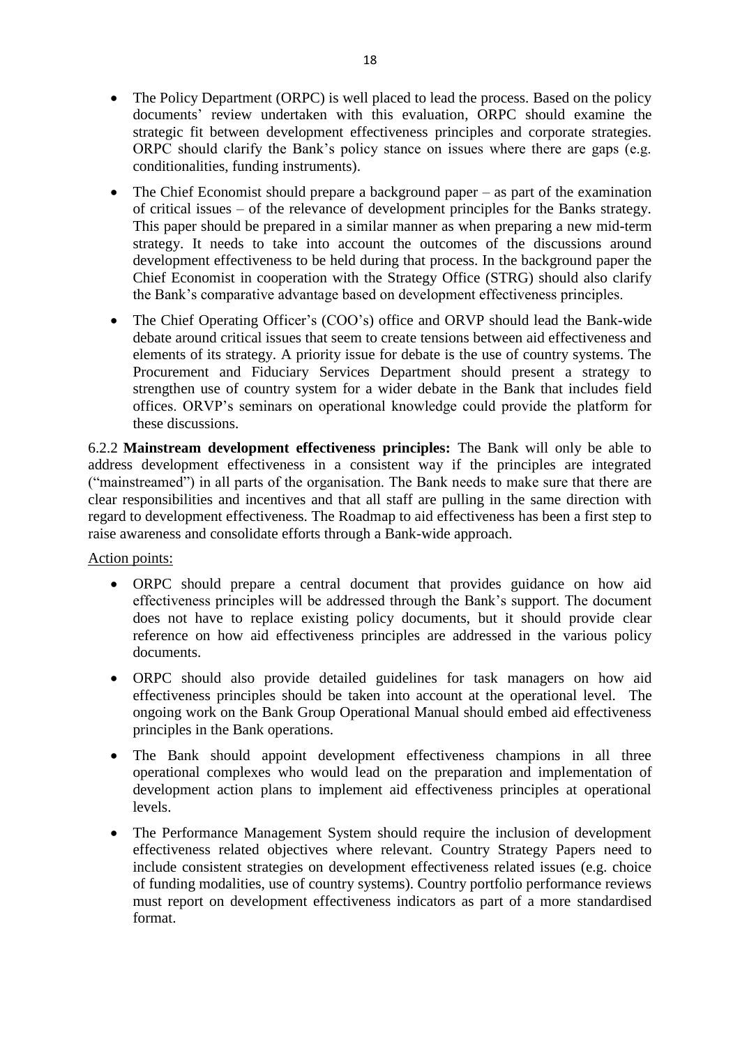- The Policy Department (ORPC) is well placed to lead the process. Based on the policy documents' review undertaken with this evaluation, ORPC should examine the strategic fit between development effectiveness principles and corporate strategies. ORPC should clarify the Bank's policy stance on issues where there are gaps (e.g. conditionalities, funding instruments).

- The Chief Economist should prepare a background paper – as part of the examination of critical issues – of the relevance of development principles for the Banks strategy. This paper should be prepared in a similar manner as when preparing a new mid-term strategy. It needs to take into account the outcomes of the discussions around development effectiveness to be held during that process. In the background paper the Chief Economist in cooperation with the Strategy Office (STRG) should also clarify the Bank's comparative advantage based on development effectiveness principles.

- The Chief Operating Officer's (COO's) office and ORVP should lead the Bank-wide debate around critical issues that seem to create tensions between aid effectiveness and elements of its strategy. A priority issue for debate is the use of country systems. The Procurement and Fiduciary Services Department should present a strategy to strengthen use of country system for a wider debate in the Bank that includes field offices. ORVP's seminars on operational knowledge could provide the platform for these discussions.

6.2.2 **Mainstream development effectiveness principles:** The Bank will only be able to address development effectiveness in a consistent way if the principles are integrated ("mainstreamed") in all parts of the organisation. The Bank needs to make sure that there are clear responsibilities and incentives and that all staff are pulling in the same direction with regard to development effectiveness. The Roadmap to aid effectiveness has been a first step to raise awareness and consolidate efforts through a Bank-wide approach.

Action points:

- ORPC should prepare a central document that provides guidance on how aid effectiveness principles will be addressed through the Bank's support. The document does not have to replace existing policy documents, but it should provide clear reference on how aid effectiveness principles are addressed in the various policy documents.

- ORPC should also provide detailed guidelines for task managers on how aid effectiveness principles should be taken into account at the operational level. The ongoing work on the Bank Group Operational Manual should embed aid effectiveness principles in the Bank operations.

- The Bank should appoint development effectiveness champions in all three operational complexes who would lead on the preparation and implementation of development action plans to implement aid effectiveness principles at operational levels.

- The Performance Management System should require the inclusion of development effectiveness related objectives where relevant. Country Strategy Papers need to include consistent strategies on development effectiveness related issues (e.g. choice of funding modalities, use of country systems). Country portfolio performance reviews must report on development effectiveness indicators as part of a more standardised format.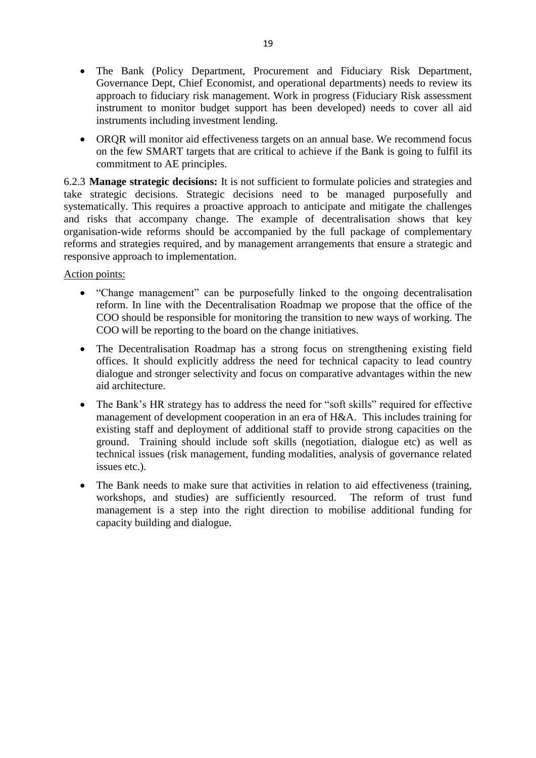- The Bank (Policy Department, Procurement and Fiduciary Risk Department, Governance Dept, Chief Economist, and operational departments) needs to review its approach to fiduciary risk management. Work in progress (Fiduciary Risk assessment instrument to monitor budget support has been developed) needs to cover all aid instruments including investment lending.
- ORQR will monitor aid effectiveness targets on an annual base. We recommend focus on the few SMART targets that are critical to achieve if the Bank is going to fulfil its commitment to AE principles.

6.2.3 **Manage strategic decisions:** It is not sufficient to formulate policies and strategies and take strategic decisions. Strategic decisions need to be managed purposefully and systematically. This requires a proactive approach to anticipate and mitigate the challenges and risks that accompany change. The example of decentralisation shows that key organisation-wide reforms should be accompanied by the full package of complementary reforms and strategies required, and by management arrangements that ensure a strategic and responsive approach to implementation.

Action points:

- "Change management" can be purposefully linked to the ongoing decentralisation reform. In line with the Decentralisation Roadmap we propose that the office of the COO should be responsible for monitoring the transition to new ways of working. The COO will be reporting to the board on the change initiatives.
- The Decentralisation Roadmap has a strong focus on strengthening existing field offices. It should explicitly address the need for technical capacity to lead country dialogue and stronger selectivity and focus on comparative advantages within the new aid architecture.
- The Bank's HR strategy has to address the need for "soft skills" required for effective management of development cooperation in an era of H&A. This includes training for existing staff and deployment of additional staff to provide strong capacities on the ground. Training should include soft skills (negotiation, dialogue etc) as well as technical issues (risk management, funding modalities, analysis of governance related issues etc.).
- The Bank needs to make sure that activities in relation to aid effectiveness (training, workshops, and studies) are sufficiently resourced. The reform of trust fund management is a step into the right direction to mobilise additional funding for capacity building and dialogue.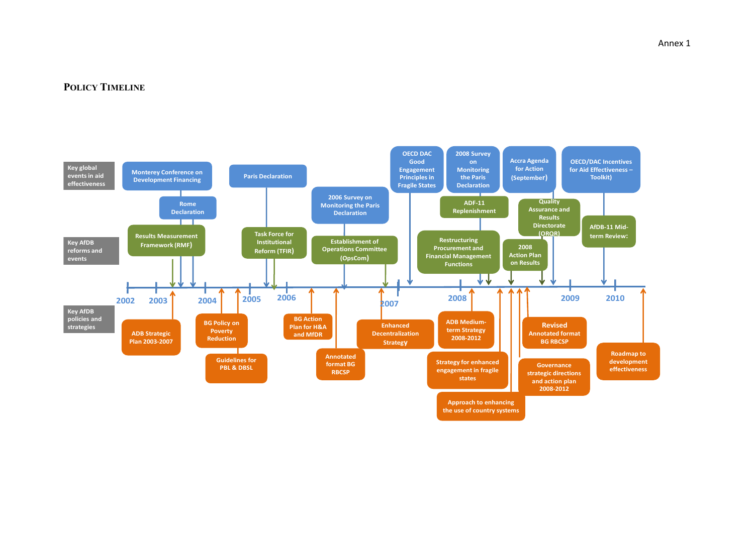Annex 1

## Policy Timeline

**Key global events in aid effectiveness**

- Monterey Conference on Development Financing
- Rome Declaration
- Paris Declaration
- 2006 Survey on Monitoring the Paris Declaration
- OECD DAC Good Engagement Principles in Fragile States
- 2008 Survey on Monitoring the Paris Declaration
- Accra Agenda for Action (September)
- OECD/DAC Incentives for Aid Effectiveness – Toolkit)

**Key AfDB reforms and events**

- Results Measurement Framework (RMF)
- Task Force for Institutional Reform (TFIR)
- Establishment of Operations Committee (OpsCom)
- ADF-11 Replenishment
- Restructuring Procurement and Financial Management Functions
- Quality Assurance and Results Directorate (ORQR)
- 2008 Action Plan on Results
- AfDB-11 Mid-term Review:

**Timeline:** 2002 – 2003 – 2004 – 2005 – 2006 – 2007 – 2008 – 2009 – 2010

**Key AfDB policies and strategies**

- ADB Strategic Plan 2003-2007
- BG Policy on Poverty Reduction
- Guidelines for PBL & DBSL
- BG Action Plan for H&A and MfDR
- Annotated format BG RBCSP
- Enhanced Decentralization Strategy
- ADB Medium-term Strategy 2008-2012
- Strategy for enhanced engagement in fragile states
- Approach to enhancing the use of country systems
- Revised Annotated format BG RBCSP
- Governance strategic directions and action plan 2008-2012
- Roadmap to development effectiveness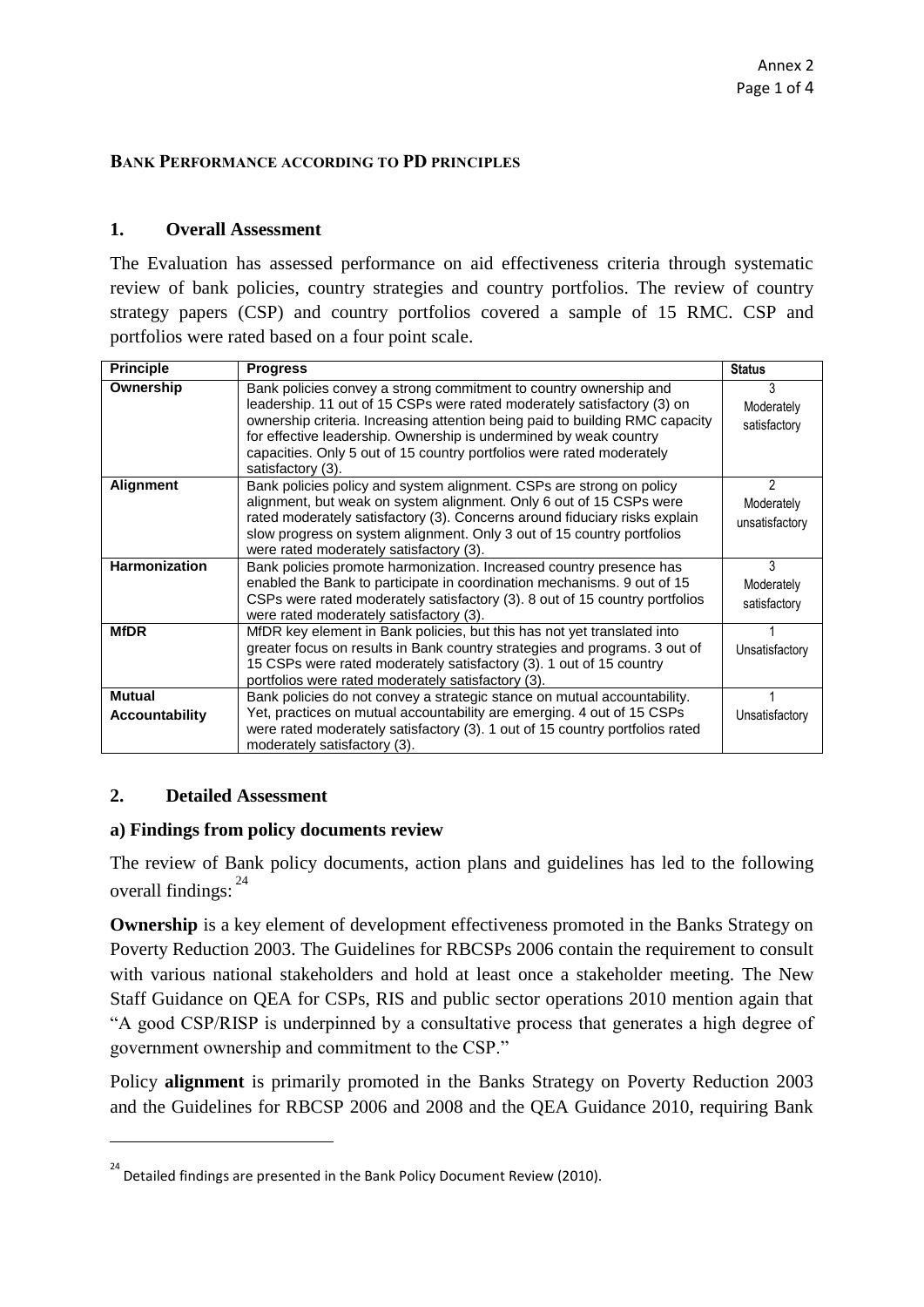Annex 2

## BANK PERFORMANCE ACCORDING TO PD PRINCIPLES

### 1. Overall Assessment

The Evaluation has assessed performance on aid effectiveness criteria through systematic review of bank policies, country strategies and country portfolios. The review of country strategy papers (CSP) and country portfolios covered a sample of 15 RMC. CSP and portfolios were rated based on a four point scale.

| Principle | Progress | Status |
|---|---|---|
| **Ownership** | Bank policies convey a strong commitment to country ownership and leadership. 11 out of 15 CSPs were rated moderately satisfactory (3) on ownership criteria. Increasing attention being paid to building RMC capacity for effective leadership. Ownership is undermined by weak country capacities. Only 5 out of 15 country portfolios were rated moderately satisfactory (3). | 3 Moderately satisfactory |
| **Alignment** | Bank policies policy and system alignment. CSPs are strong on policy alignment, but weak on system alignment. Only 6 out of 15 CSPs were rated moderately satisfactory (3). Concerns around fiduciary risks explain slow progress on system alignment. Only 3 out of 15 country portfolios were rated moderately satisfactory (3). | 2 Moderately unsatisfactory |
| **Harmonization** | Bank policies promote harmonization. Increased country presence has enabled the Bank to participate in coordination mechanisms. 9 out of 15 CSPs were rated moderately satisfactory (3). 8 out of 15 country portfolios were rated moderately satisfactory (3). | 3 Moderately satisfactory |
| **MfDR** | MfDR key element in Bank policies, but this has not yet translated into greater focus on results in Bank country strategies and programs. 3 out of 15 CSPs were rated moderately satisfactory (3). 1 out of 15 country portfolios were rated moderately satisfactory (3). | 1 Unsatisfactory |
| **Mutual Accountability** | Bank policies do not convey a strategic stance on mutual accountability. Yet, practices on mutual accountability are emerging. 4 out of 15 CSPs were rated moderately satisfactory (3). 1 out of 15 country portfolios rated moderately satisfactory (3). | 1 Unsatisfactory |

### 2. Detailed Assessment

#### a) Findings from policy documents review

The review of Bank policy documents, action plans and guidelines has led to the following overall findings: [24]

**Ownership** is a key element of development effectiveness promoted in the Banks Strategy on Poverty Reduction 2003. The Guidelines for RBCSPs 2006 contain the requirement to consult with various national stakeholders and hold at least once a stakeholder meeting. The New Staff Guidance on QEA for CSPs, RIS and public sector operations 2010 mention again that "A good CSP/RISP is underpinned by a consultative process that generates a high degree of government ownership and commitment to the CSP."

Policy **alignment** is primarily promoted in the Banks Strategy on Poverty Reduction 2003 and the Guidelines for RBCSP 2006 and 2008 and the QEA Guidance 2010, requiring Bank

[24] Detailed findings are presented in the Bank Policy Document Review (2010).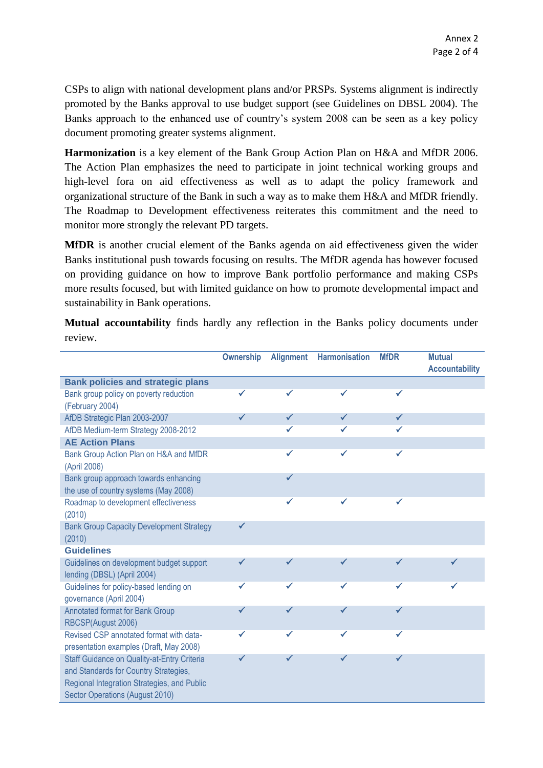CSPs to align with national development plans and/or PRSPs. Systems alignment is indirectly promoted by the Banks approval to use budget support (see Guidelines on DBSL 2004). The Banks approach to the enhanced use of country's system 2008 can be seen as a key policy document promoting greater systems alignment.

**Harmonization** is a key element of the Bank Group Action Plan on H&A and MfDR 2006. The Action Plan emphasizes the need to participate in joint technical working groups and high-level fora on aid effectiveness as well as to adapt the policy framework and organizational structure of the Bank in such a way as to make them H&A and MfDR friendly. The Roadmap to Development effectiveness reiterates this commitment and the need to monitor more strongly the relevant PD targets.

**MfDR** is another crucial element of the Banks agenda on aid effectiveness given the wider Banks institutional push towards focusing on results. The MfDR agenda has however focused on providing guidance on how to improve Bank portfolio performance and making CSPs more results focused, but with limited guidance on how to promote developmental impact and sustainability in Bank operations.

**Mutual accountability** finds hardly any reflection in the Banks policy documents under review.

| | Ownership | Alignment | Harmonisation | MfDR | Mutual Accountability |
|---|---|---|---|---|---|
| **Bank policies and strategic plans** | | | | | |
| Bank group policy on poverty reduction (February 2004) | ✓ | ✓ | ✓ | ✓ | |
| AfDB Strategic Plan 2003-2007 | ✓ | ✓ | ✓ | ✓ | |
| AfDB Medium-term Strategy 2008-2012 | | ✓ | ✓ | ✓ | |
| **AE Action Plans** | | | | | |
| Bank Group Action Plan on H&A and MfDR (April 2006) | | ✓ | ✓ | ✓ | |
| Bank group approach towards enhancing the use of country systems (May 2008) | | ✓ | | | |
| Roadmap to development effectiveness (2010) | | ✓ | ✓ | ✓ | |
| Bank Group Capacity Development Strategy (2010) | ✓ | | | | |
| **Guidelines** | | | | | |
| Guidelines on development budget support lending (DBSL) (April 2004) | ✓ | ✓ | ✓ | ✓ | ✓ |
| Guidelines for policy-based lending on governance (April 2004) | ✓ | ✓ | ✓ | ✓ | ✓ |
| Annotated format for Bank Group RBCSP(August 2006) | ✓ | ✓ | ✓ | ✓ | |
| Revised CSP annotated format with data-presentation examples (Draft, May 2008) | ✓ | ✓ | ✓ | ✓ | |
| Staff Guidance on Quality-at-Entry Criteria and Standards for Country Strategies, Regional Integration Strategies, and Public Sector Operations (August 2010) | ✓ | ✓ | ✓ | ✓ | |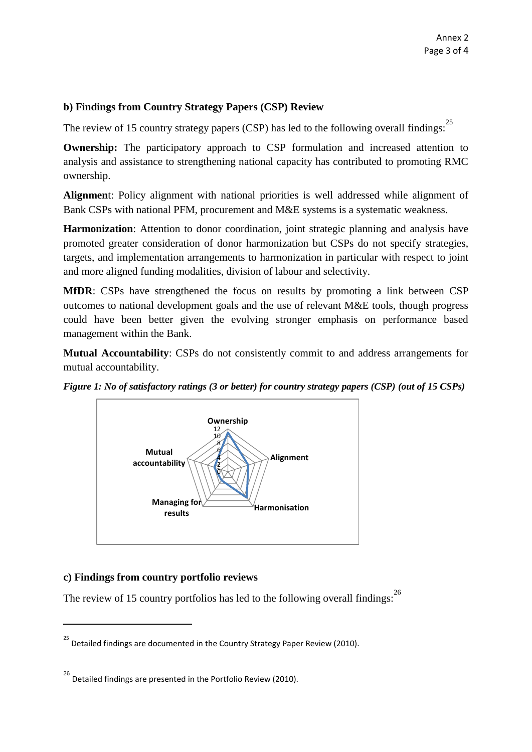**b) Findings from Country Strategy Papers (CSP) Review**

The review of 15 country strategy papers (CSP) has led to the following overall findings:[25]

**Ownership:** The participatory approach to CSP formulation and increased attention to analysis and assistance to strengthening national capacity has contributed to promoting RMC ownership.

**Alignmen**t: Policy alignment with national priorities is well addressed while alignment of Bank CSPs with national PFM, procurement and M&E systems is a systematic weakness.

**Harmonization**: Attention to donor coordination, joint strategic planning and analysis have promoted greater consideration of donor harmonization but CSPs do not specify strategies, targets, and implementation arrangements to harmonization in particular with respect to joint and more aligned funding modalities, division of labour and selectivity.

**MfDR**: CSPs have strengthened the focus on results by promoting a link between CSP outcomes to national development goals and the use of relevant M&E tools, though progress could have been better given the evolving stronger emphasis on performance based management within the Bank.

**Mutual Accountability**: CSPs do not consistently commit to and address arrangements for mutual accountability.

***Figure 1: No of satisfactory ratings (3 or better) for country strategy papers (CSP) (out of 15 CSPs)***

**c) Findings from country portfolio reviews**

The review of 15 country portfolios has led to the following overall findings:[26]

---

[25] Detailed findings are documented in the Country Strategy Paper Review (2010).

[26] Detailed findings are presented in the Portfolio Review (2010).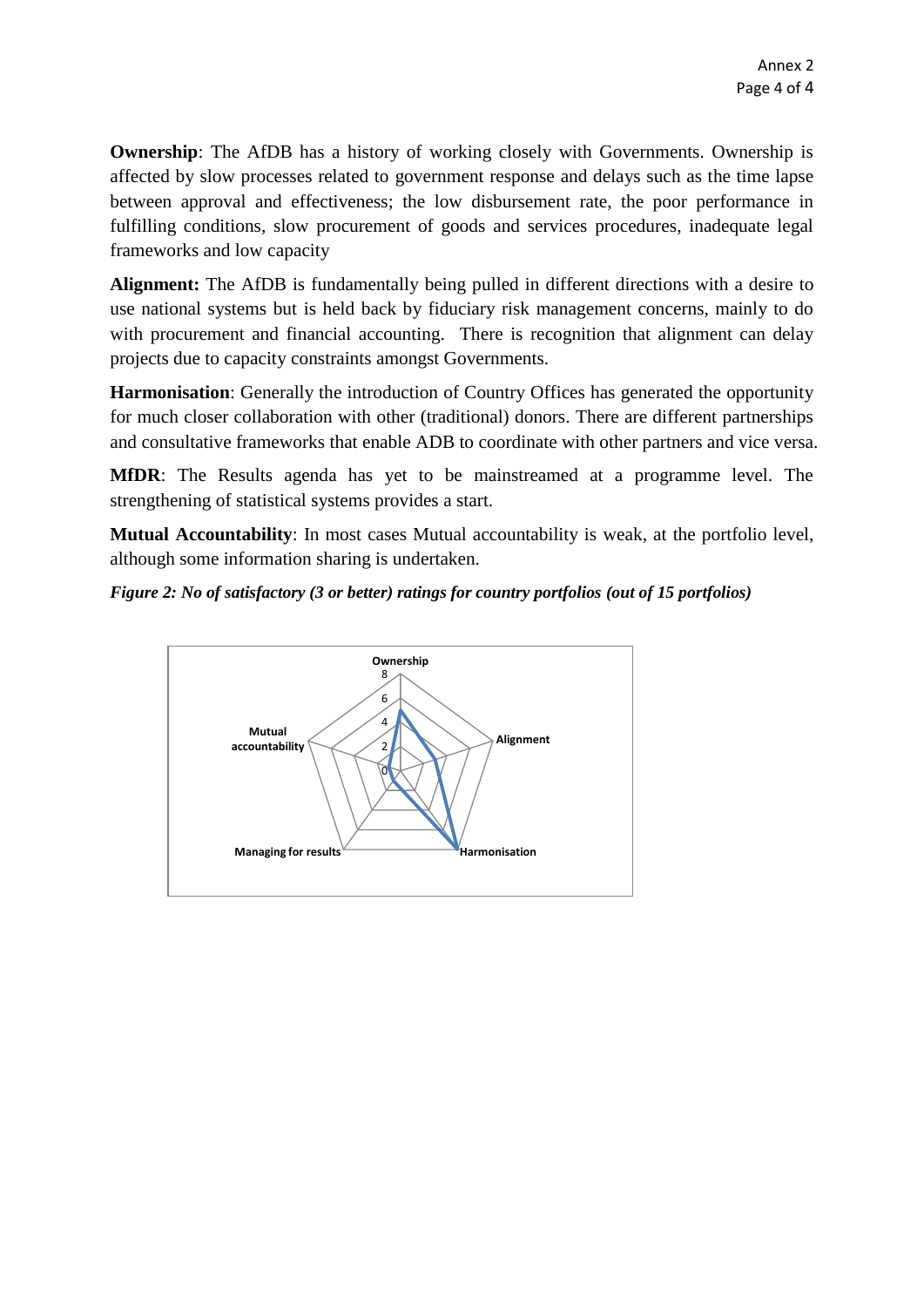**Ownership**: The AfDB has a history of working closely with Governments. Ownership is affected by slow processes related to government response and delays such as the time lapse between approval and effectiveness; the low disbursement rate, the poor performance in fulfilling conditions, slow procurement of goods and services procedures, inadequate legal frameworks and low capacity

**Alignment:** The AfDB is fundamentally being pulled in different directions with a desire to use national systems but is held back by fiduciary risk management concerns, mainly to do with procurement and financial accounting. There is recognition that alignment can delay projects due to capacity constraints amongst Governments.

**Harmonisation**: Generally the introduction of Country Offices has generated the opportunity for much closer collaboration with other (traditional) donors. There are different partnerships and consultative frameworks that enable ADB to coordinate with other partners and vice versa.

**MfDR**: The Results agenda has yet to be mainstreamed at a programme level. The strengthening of statistical systems provides a start.

**Mutual Accountability**: In most cases Mutual accountability is weak, at the portfolio level, although some information sharing is undertaken.

***Figure 2: No of satisfactory (3 or better) ratings for country portfolios (out of 15 portfolios)***

Ownership, Alignment, Harmonisation, Managing for results, Mutual accountability (scale 0–8)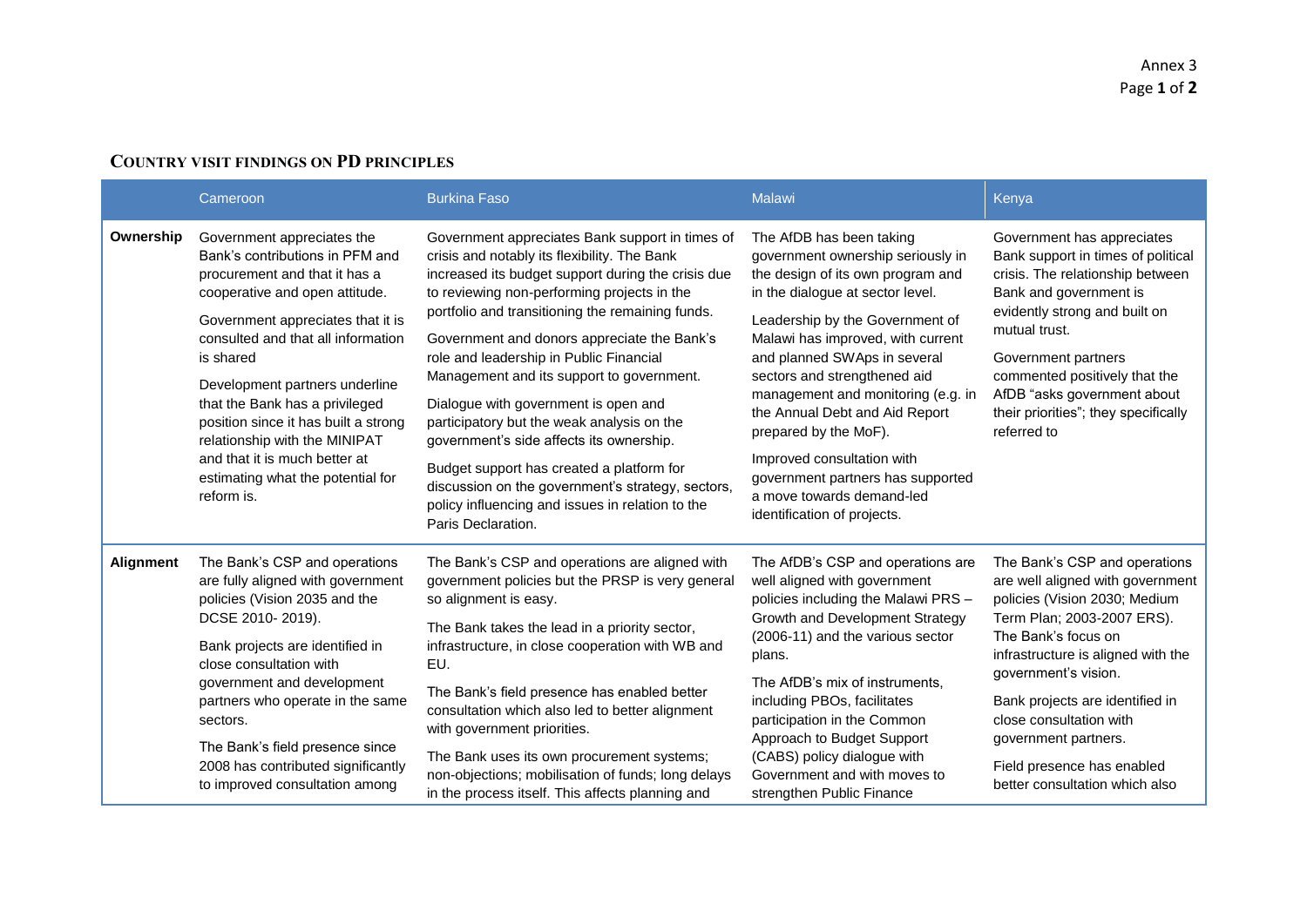## COUNTRY VISIT FINDINGS ON PD PRINCIPLES

| | Cameroon | Burkina Faso | Malawi | Kenya |
|---|---|---|---|---|
| **Ownership** | Government appreciates the Bank's contributions in PFM and procurement and that it has a cooperative and open attitude.<br><br>Government appreciates that it is consulted and that all information is shared<br><br>Development partners underline that the Bank has a privileged position since it has built a strong relationship with the MINIPAT and that it is much better at estimating what the potential for reform is. | Government appreciates Bank support in times of crisis and notably its flexibility. The Bank increased its budget support during the crisis due to reviewing non-performing projects in the portfolio and transitioning the remaining funds.<br><br>Government and donors appreciate the Bank's role and leadership in Public Financial Management and its support to government.<br><br>Dialogue with government is open and participatory but the weak analysis on the government's side affects its ownership.<br><br>Budget support has created a platform for discussion on the government's strategy, sectors, policy influencing and issues in relation to the Paris Declaration. | The AfDB has been taking government ownership seriously in the design of its own program and in the dialogue at sector level.<br><br>Leadership by the Government of Malawi has improved, with current and planned SWAps in several sectors and strengthened aid management and monitoring (e.g. in the Annual Debt and Aid Report prepared by the MoF).<br><br>Improved consultation with government partners has supported a move towards demand-led identification of projects. | Government has appreciates Bank support in times of political crisis. The relationship between Bank and government is evidently strong and built on mutual trust.<br><br>Government partners commented positively that the AfDB "asks government about their priorities"; they specifically referred to |
| **Alignment** | The Bank's CSP and operations are fully aligned with government policies (Vision 2035 and the DCSE 2010- 2019).<br><br>Bank projects are identified in close consultation with government and development partners who operate in the same sectors.<br><br>The Bank's field presence since 2008 has contributed significantly to improved consultation among | The Bank's CSP and operations are aligned with government policies but the PRSP is very general so alignment is easy.<br><br>The Bank takes the lead in a priority sector, infrastructure, in close cooperation with WB and EU.<br><br>The Bank's field presence has enabled better consultation which also led to better alignment with government priorities.<br><br>The Bank uses its own procurement systems; non-objections; mobilisation of funds; long delays in the process itself. This affects planning and | The AfDB's CSP and operations are well aligned with government policies including the Malawi PRS – Growth and Development Strategy (2006-11) and the various sector plans.<br><br>The AfDB's mix of instruments, including PBOs, facilitates participation in the Common Approach to Budget Support (CABS) policy dialogue with Government and with moves to strengthen Public Finance | The Bank's CSP and operations are well aligned with government policies (Vision 2030; Medium Term Plan; 2003-2007 ERS). The Bank's focus on infrastructure is aligned with the government's vision.<br><br>Bank projects are identified in close consultation with government partners.<br><br>Field presence has enabled better consultation which also |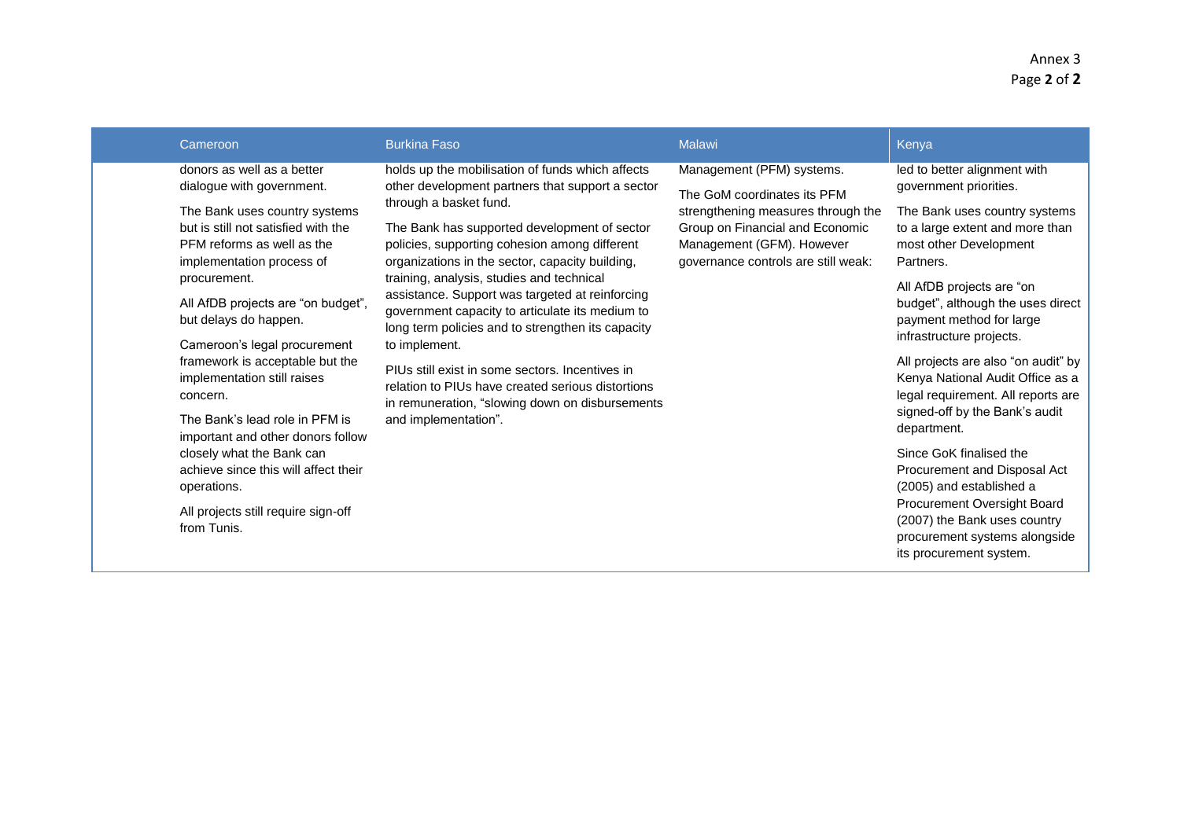| Cameroon | Burkina Faso | Malawi | Kenya |
|---|---|---|---|
| donors as well as a better dialogue with government.<br><br>The Bank uses country systems but is still not satisfied with the PFM reforms as well as the implementation process of procurement.<br><br>All AfDB projects are "on budget", but delays do happen.<br><br>Cameroon's legal procurement framework is acceptable but the implementation still raises concern.<br><br>The Bank's lead role in PFM is important and other donors follow closely what the Bank can achieve since this will affect their operations.<br><br>All projects still require sign-off from Tunis. | holds up the mobilisation of funds which affects other development partners that support a sector through a basket fund.<br><br>The Bank has supported development of sector policies, supporting cohesion among different organizations in the sector, capacity building, training, analysis, studies and technical assistance. Support was targeted at reinforcing government capacity to articulate its medium to long term policies and to strengthen its capacity to implement.<br><br>PIUs still exist in some sectors. Incentives in relation to PIUs have created serious distortions in remuneration, "slowing down on disbursements and implementation". | Management (PFM) systems.<br><br>The GoM coordinates its PFM strengthening measures through the Group on Financial and Economic Management (GFM). However governance controls are still weak: | led to better alignment with government priorities.<br><br>The Bank uses country systems to a large extent and more than most other Development Partners.<br><br>All AfDB projects are "on budget", although the uses direct payment method for large infrastructure projects.<br><br>All projects are also "on audit" by Kenya National Audit Office as a legal requirement. All reports are signed-off by the Bank's audit department.<br><br>Since GoK finalised the Procurement and Disposal Act (2005) and established a Procurement Oversight Board (2007) the Bank uses country procurement systems alongside its procurement system. |